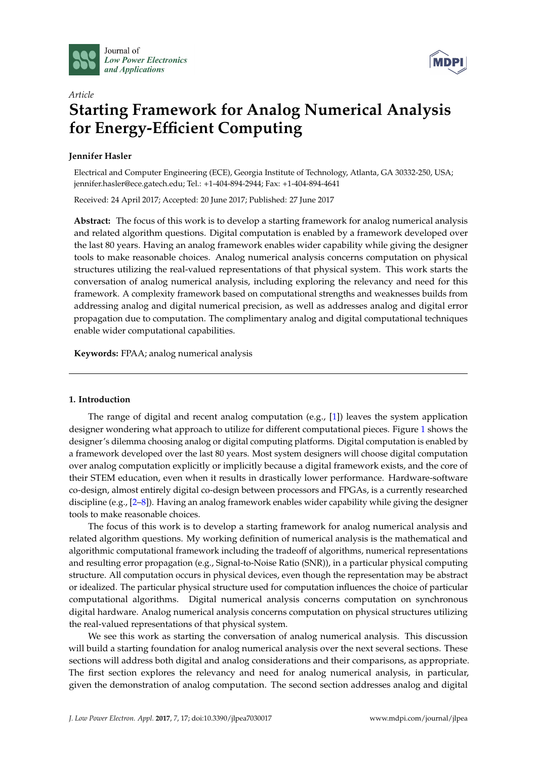Article

# Starting Framework for Analog Numerical Analysis for Energy-Efficient Computing

**Jennifer Hasler**

Electrical and Computer Engineering (ECE), Georgia Institute of Technology, Atlanta, GA 30332-250, USA; jennifer.hasler@ece.gatech.edu; Tel.: +1-404-894-2944; Fax: +1-404-894-4641

Received: 24 April 2017; Accepted: 20 June 2017; Published: 27 June 2017

**Abstract:** The focus of this work is to develop a starting framework for analog numerical analysis and related algorithm questions. Digital computation is enabled by a framework developed over the last 80 years. Having an analog framework enables wider capability while giving the designer tools to make reasonable choices. Analog numerical analysis concerns computation on physical structures utilizing the real-valued representations of that physical system. This work starts the conversation of analog numerical analysis, including exploring the relevancy and need for this framework. A complexity framework based on computational strengths and weaknesses builds from addressing analog and digital numerical precision, as well as addresses analog and digital error propagation due to computation. The complimentary analog and digital computational techniques enable wider computational capabilities.

**Keywords:** FPAA; analog numerical analysis

## 1. Introduction

The range of digital and recent analog computation (e.g., [1]) leaves the system application designer wondering what approach to utilize for different computational pieces. Figure 1 shows the designer's dilemma choosing analog or digital computing platforms. Digital computation is enabled by a framework developed over the last 80 years. Most system designers will choose digital computation over analog computation explicitly or implicitly because a digital framework exists, and the core of their STEM education, even when it results in drastically lower performance. Hardware-software co-design, almost entirely digital co-design between processors and FPGAs, is a currently researched discipline (e.g., [2–8]). Having an analog framework enables wider capability while giving the designer tools to make reasonable choices.

The focus of this work is to develop a starting framework for analog numerical analysis and related algorithm questions. My working definition of numerical analysis is the mathematical and algorithmic computational framework including the tradeoff of algorithms, numerical representations and resulting error propagation (e.g., Signal-to-Noise Ratio (SNR)), in a particular physical computing structure. All computation occurs in physical devices, even though the representation may be abstract or idealized. The particular physical structure used for computation influences the choice of particular computational algorithms. Digital numerical analysis concerns computation on synchronous digital hardware. Analog numerical analysis concerns computation on physical structures utilizing the real-valued representations of that physical system.

We see this work as starting the conversation of analog numerical analysis. This discussion will build a starting foundation for analog numerical analysis over the next several sections. These sections will address both digital and analog considerations and their comparisons, as appropriate. The first section explores the relevancy and need for analog numerical analysis, in particular, given the demonstration of analog computation. The second section addresses analog and digital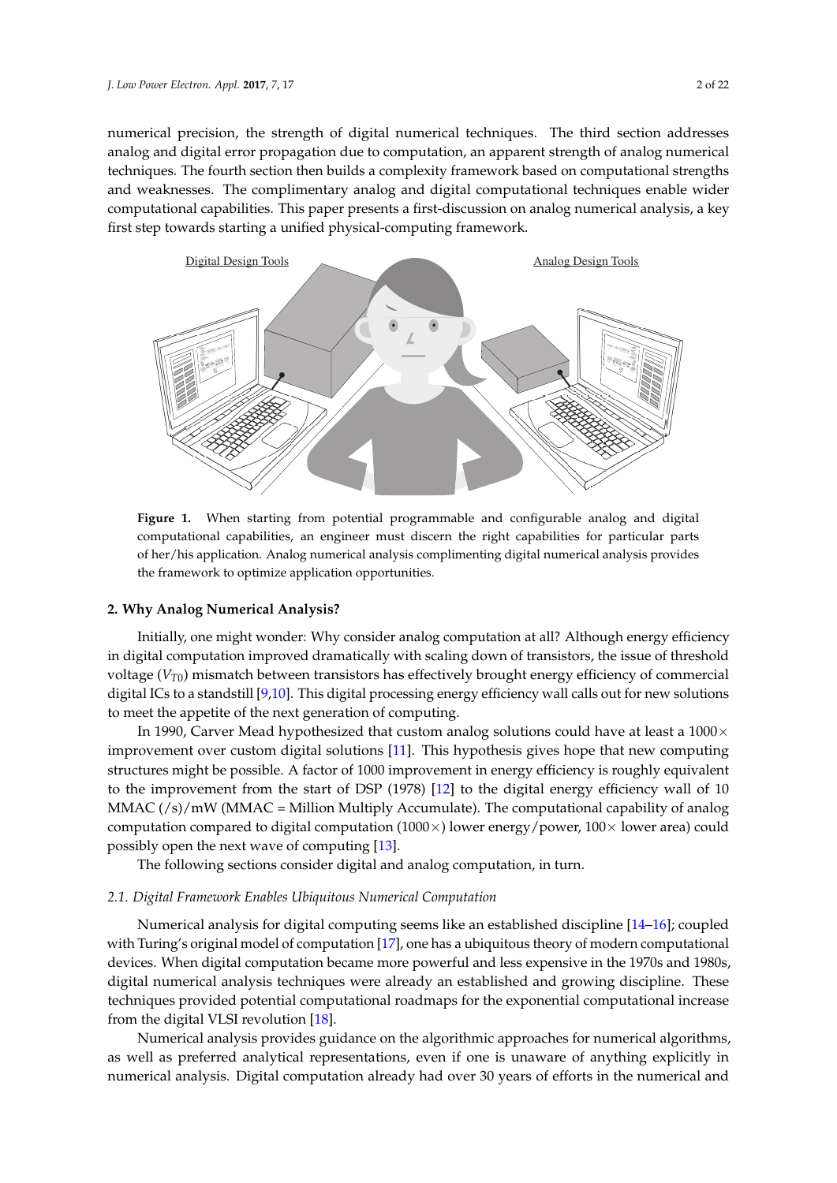numerical precision, the strength of digital numerical techniques. The third section addresses analog and digital error propagation due to computation, an apparent strength of analog numerical techniques. The fourth section then builds a complexity framework based on computational strengths and weaknesses. The complimentary analog and digital computational techniques enable wider computational capabilities. This paper presents a first-discussion on analog numerical analysis, a key first step towards starting a unified physical-computing framework.

**Figure 1.** When starting from potential programmable and configurable analog and digital computational capabilities, an engineer must discern the right capabilities for particular parts of her/his application. Analog numerical analysis complimenting digital numerical analysis provides the framework to optimize application opportunities.

## 2. Why Analog Numerical Analysis?

Initially, one might wonder: Why consider analog computation at all? Although energy efficiency in digital computation improved dramatically with scaling down of transistors, the issue of threshold voltage ($V_{T0}$) mismatch between transistors has effectively brought energy efficiency of commercial digital ICs to a standstill [9,10]. This digital processing energy efficiency wall calls out for new solutions to meet the appetite of the next generation of computing.

In 1990, Carver Mead hypothesized that custom analog solutions could have at least a 1000× improvement over custom digital solutions [11]. This hypothesis gives hope that new computing structures might be possible. A factor of 1000 improvement in energy efficiency is roughly equivalent to the improvement from the start of DSP (1978) [12] to the digital energy efficiency wall of 10 MMAC (/s)/mW (MMAC = Million Multiply Accumulate). The computational capability of analog computation compared to digital computation (1000×) lower energy/power, 100× lower area) could possibly open the next wave of computing [13].

The following sections consider digital and analog computation, in turn.

### *2.1. Digital Framework Enables Ubiquitous Numerical Computation*

Numerical analysis for digital computing seems like an established discipline [14–16]; coupled with Turing's original model of computation [17], one has a ubiquitous theory of modern computational devices. When digital computation became more powerful and less expensive in the 1970s and 1980s, digital numerical analysis techniques were already an established and growing discipline. These techniques provided potential computational roadmaps for the exponential computational increase from the digital VLSI revolution [18].

Numerical analysis provides guidance on the algorithmic approaches for numerical algorithms, as well as preferred analytical representations, even if one is unaware of anything explicitly in numerical analysis. Digital computation already had over 30 years of efforts in the numerical and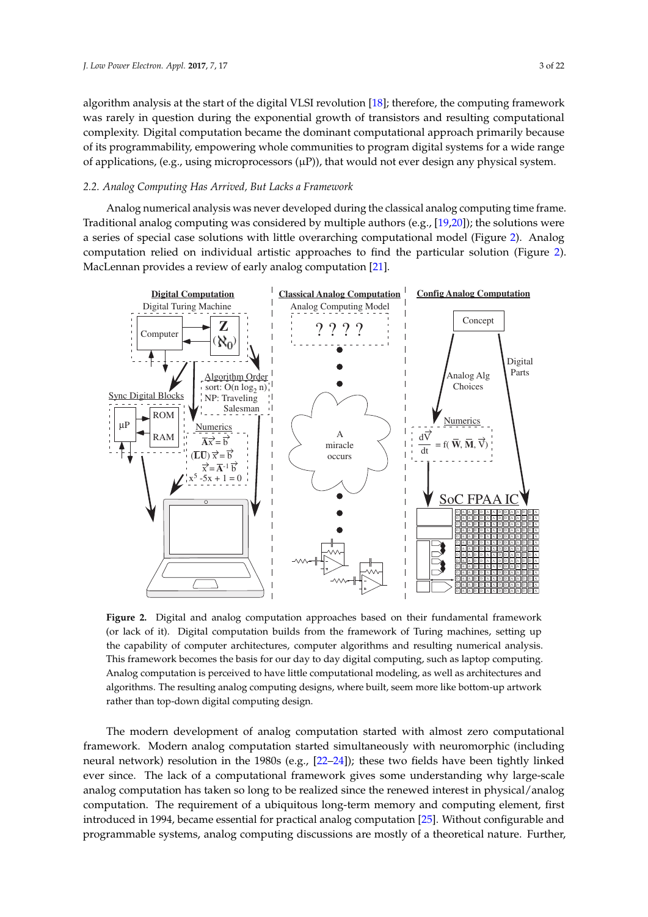algorithm analysis at the start of the digital VLSI revolution [18]; therefore, the computing framework was rarely in question during the exponential growth of transistors and resulting computational complexity. Digital computation became the dominant computational approach primarily because of its programmability, empowering whole communities to program digital systems for a wide range of applications, (e.g., using microprocessors (μP)), that would not ever design any physical system.

### *2.2. Analog Computing Has Arrived, But Lacks a Framework*

Analog numerical analysis was never developed during the classical analog computing time frame. Traditional analog computing was considered by multiple authors (e.g., [19,20]); the solutions were a series of special case solutions with little overarching computational model (Figure 2). Analog computation relied on individual artistic approaches to find the particular solution (Figure 2). MacLennan provides a review of early analog computation [21].

**Figure 2.** Digital and analog computation approaches based on their fundamental framework (or lack of it). Digital computation builds from the framework of Turing machines, setting up the capability of computer architectures, computer algorithms and resulting numerical analysis. This framework becomes the basis for our day to day digital computing, such as laptop computing. Analog computation is perceived to have little computational modeling, as well as architectures and algorithms. The resulting analog computing designs, where built, seem more like bottom-up artwork rather than top-down digital computing design.

The modern development of analog computation started with almost zero computational framework. Modern analog computation started simultaneously with neuromorphic (including neural network) resolution in the 1980s (e.g., [22–24]); these two fields have been tightly linked ever since. The lack of a computational framework gives some understanding why large-scale analog computation has taken so long to be realized since the renewed interest in physical/analog computation. The requirement of a ubiquitous long-term memory and computing element, first introduced in 1994, became essential for practical analog computation [25]. Without configurable and programmable systems, analog computing discussions are mostly of a theoretical nature. Further,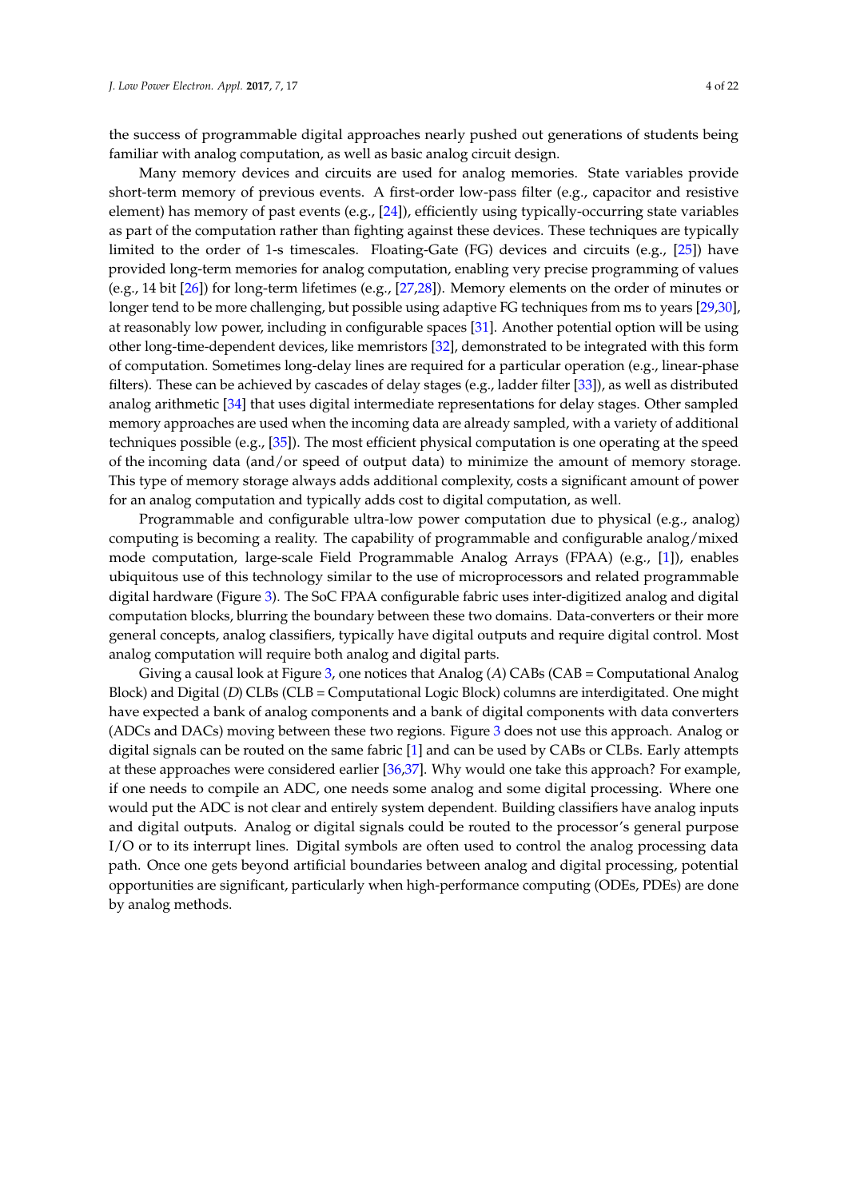the success of programmable digital approaches nearly pushed out generations of students being familiar with analog computation, as well as basic analog circuit design.

Many memory devices and circuits are used for analog memories. State variables provide short-term memory of previous events. A first-order low-pass filter (e.g., capacitor and resistive element) has memory of past events (e.g., [24]), efficiently using typically-occurring state variables as part of the computation rather than fighting against these devices. These techniques are typically limited to the order of 1-s timescales. Floating-Gate (FG) devices and circuits (e.g., [25]) have provided long-term memories for analog computation, enabling very precise programming of values (e.g., 14 bit [26]) for long-term lifetimes (e.g., [27,28]). Memory elements on the order of minutes or longer tend to be more challenging, but possible using adaptive FG techniques from ms to years [29,30], at reasonably low power, including in configurable spaces [31]. Another potential option will be using other long-time-dependent devices, like memristors [32], demonstrated to be integrated with this form of computation. Sometimes long-delay lines are required for a particular operation (e.g., linear-phase filters). These can be achieved by cascades of delay stages (e.g., ladder filter [33]), as well as distributed analog arithmetic [34] that uses digital intermediate representations for delay stages. Other sampled memory approaches are used when the incoming data are already sampled, with a variety of additional techniques possible (e.g., [35]). The most efficient physical computation is one operating at the speed of the incoming data (and/or speed of output data) to minimize the amount of memory storage. This type of memory storage always adds additional complexity, costs a significant amount of power for an analog computation and typically adds cost to digital computation, as well.

Programmable and configurable ultra-low power computation due to physical (e.g., analog) computing is becoming a reality. The capability of programmable and configurable analog/mixed mode computation, large-scale Field Programmable Analog Arrays (FPAA) (e.g., [1]), enables ubiquitous use of this technology similar to the use of microprocessors and related programmable digital hardware (Figure 3). The SoC FPAA configurable fabric uses inter-digitized analog and digital computation blocks, blurring the boundary between these two domains. Data-converters or their more general concepts, analog classifiers, typically have digital outputs and require digital control. Most analog computation will require both analog and digital parts.

Giving a causal look at Figure 3, one notices that Analog (*A*) CABs (CAB = Computational Analog Block) and Digital (*D*) CLBs (CLB = Computational Logic Block) columns are interdigitated. One might have expected a bank of analog components and a bank of digital components with data converters (ADCs and DACs) moving between these two regions. Figure 3 does not use this approach. Analog or digital signals can be routed on the same fabric [1] and can be used by CABs or CLBs. Early attempts at these approaches were considered earlier [36,37]. Why would one take this approach? For example, if one needs to compile an ADC, one needs some analog and some digital processing. Where one would put the ADC is not clear and entirely system dependent. Building classifiers have analog inputs and digital outputs. Analog or digital signals could be routed to the processor's general purpose I/O or to its interrupt lines. Digital symbols are often used to control the analog processing data path. Once one gets beyond artificial boundaries between analog and digital processing, potential opportunities are significant, particularly when high-performance computing (ODEs, PDEs) are done by analog methods.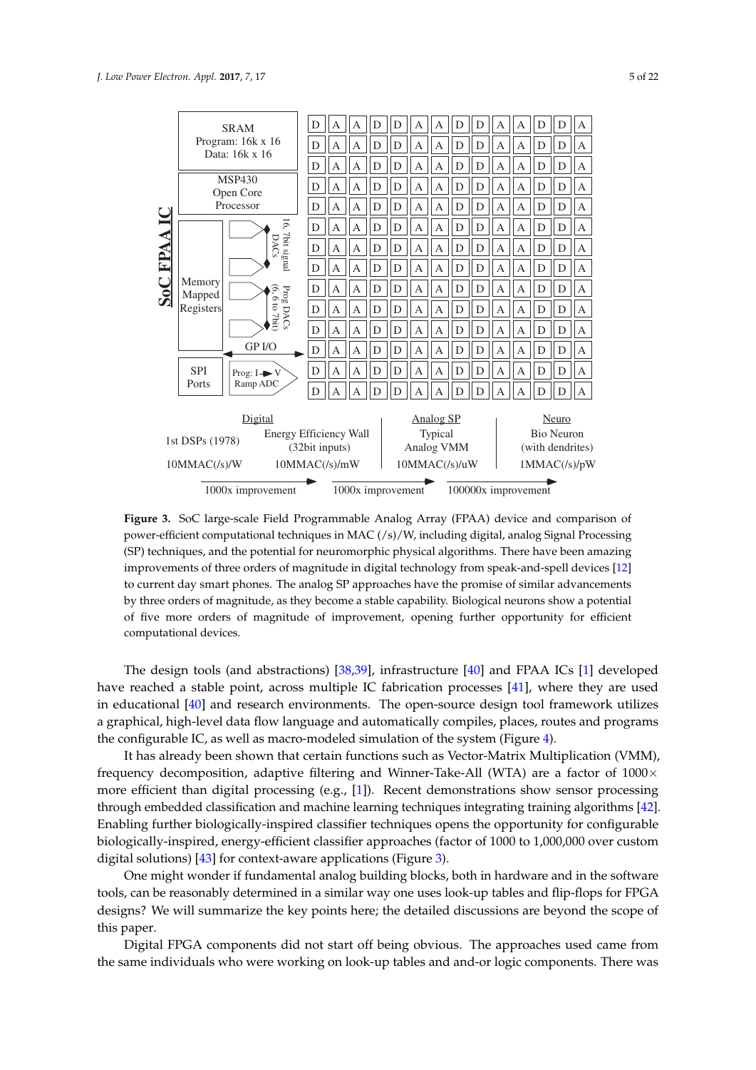**Figure 3.** SoC large-scale Field Programmable Analog Array (FPAA) device and comparison of power-efficient computational techniques in MAC (/s)/W, including digital, analog Signal Processing (SP) techniques, and the potential for neuromorphic physical algorithms. There have been amazing improvements of three orders of magnitude in digital technology from speak-and-spell devices [12] to current day smart phones. The analog SP approaches have the promise of similar advancements by three orders of magnitude, as they become a stable capability. Biological neurons show a potential of five more orders of magnitude of improvement, opening further opportunity for efficient computational devices.

The design tools (and abstractions) [38,39], infrastructure [40] and FPAA ICs [1] developed have reached a stable point, across multiple IC fabrication processes [41], where they are used in educational [40] and research environments. The open-source design tool framework utilizes a graphical, high-level data flow language and automatically compiles, places, routes and programs the configurable IC, as well as macro-modeled simulation of the system (Figure 4).

It has already been shown that certain functions such as Vector-Matrix Multiplication (VMM), frequency decomposition, adaptive filtering and Winner-Take-All (WTA) are a factor of 1000× more efficient than digital processing (e.g., [1]). Recent demonstrations show sensor processing through embedded classification and machine learning techniques integrating training algorithms [42]. Enabling further biologically-inspired classifier techniques opens the opportunity for configurable biologically-inspired, energy-efficient classifier approaches (factor of 1000 to 1,000,000 over custom digital solutions) [43] for context-aware applications (Figure 3).

One might wonder if fundamental analog building blocks, both in hardware and in the software tools, can be reasonably determined in a similar way one uses look-up tables and flip-flops for FPGA designs? We will summarize the key points here; the detailed discussions are beyond the scope of this paper.

Digital FPGA components did not start off being obvious. The approaches used came from the same individuals who were working on look-up tables and and-or logic components. There was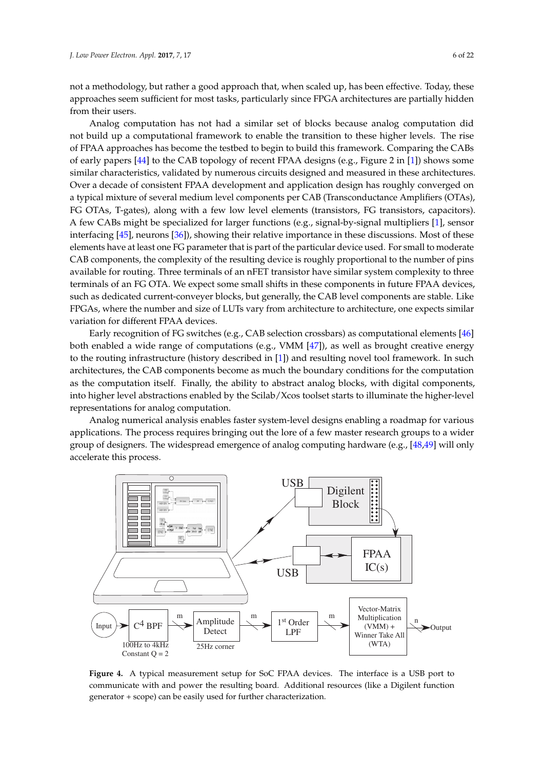not a methodology, but rather a good approach that, when scaled up, has been effective. Today, these approaches seem sufficient for most tasks, particularly since FPGA architectures are partially hidden from their users.

Analog computation has not had a similar set of blocks because analog computation did not build up a computational framework to enable the transition to these higher levels. The rise of FPAA approaches has become the testbed to begin to build this framework. Comparing the CABs of early papers [44] to the CAB topology of recent FPAA designs (e.g., Figure 2 in [1]) shows some similar characteristics, validated by numerous circuits designed and measured in these architectures. Over a decade of consistent FPAA development and application design has roughly converged on a typical mixture of several medium level components per CAB (Transconductance Amplifiers (OTAs), FG OTAs, T-gates), along with a few low level elements (transistors, FG transistors, capacitors). A few CABs might be specialized for larger functions (e.g., signal-by-signal multipliers [1], sensor interfacing [45], neurons [36]), showing their relative importance in these discussions. Most of these elements have at least one FG parameter that is part of the particular device used. For small to moderate CAB components, the complexity of the resulting device is roughly proportional to the number of pins available for routing. Three terminals of an nFET transistor have similar system complexity to three terminals of an FG OTA. We expect some small shifts in these components in future FPAA devices, such as dedicated current-conveyer blocks, but generally, the CAB level components are stable. Like FPGAs, where the number and size of LUTs vary from architecture to architecture, one expects similar variation for different FPAA devices.

Early recognition of FG switches (e.g., CAB selection crossbars) as computational elements [46] both enabled a wide range of computations (e.g., VMM [47]), as well as brought creative energy to the routing infrastructure (history described in [1]) and resulting novel tool framework. In such architectures, the CAB components become as much the boundary conditions for the computation as the computation itself. Finally, the ability to abstract analog blocks, with digital components, into higher level abstractions enabled by the Scilab/Xcos toolset starts to illuminate the higher-level representations for analog computation.

Analog numerical analysis enables faster system-level designs enabling a roadmap for various applications. The process requires bringing out the lore of a few master research groups to a wider group of designers. The widespread emergence of analog computing hardware (e.g., [48,49]) will only accelerate this process.

**Figure 4.** A typical measurement setup for SoC FPAA devices. The interface is a USB port to communicate with and power the resulting board. Additional resources (like a Digilent function generator + scope) can be easily used for further characterization.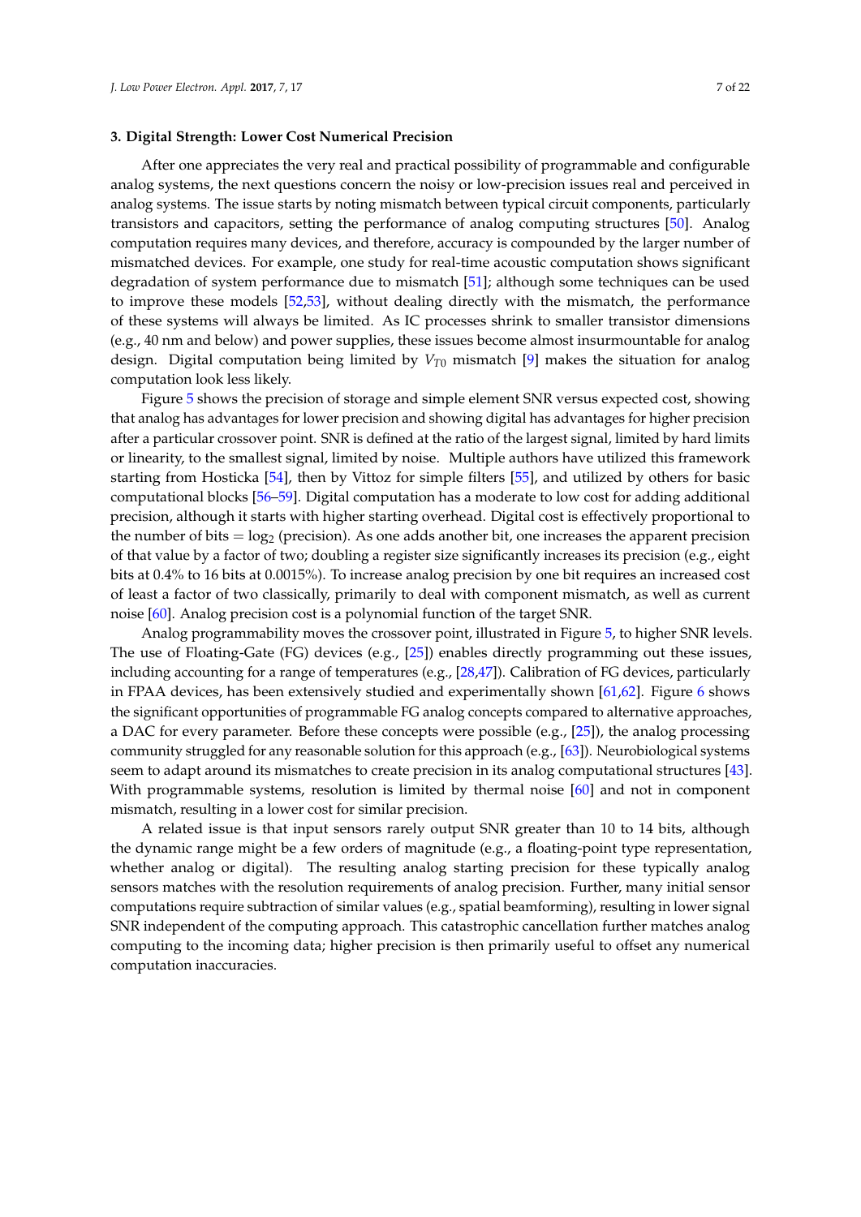## 3. Digital Strength: Lower Cost Numerical Precision

After one appreciates the very real and practical possibility of programmable and configurable analog systems, the next questions concern the noisy or low-precision issues real and perceived in analog systems. The issue starts by noting mismatch between typical circuit components, particularly transistors and capacitors, setting the performance of analog computing structures [50]. Analog computation requires many devices, and therefore, accuracy is compounded by the larger number of mismatched devices. For example, one study for real-time acoustic computation shows significant degradation of system performance due to mismatch [51]; although some techniques can be used to improve these models [52,53], without dealing directly with the mismatch, the performance of these systems will always be limited. As IC processes shrink to smaller transistor dimensions (e.g., 40 nm and below) and power supplies, these issues become almost insurmountable for analog design. Digital computation being limited by $V_{T0}$ mismatch [9] makes the situation for analog computation look less likely.

Figure 5 shows the precision of storage and simple element SNR versus expected cost, showing that analog has advantages for lower precision and showing digital has advantages for higher precision after a particular crossover point. SNR is defined at the ratio of the largest signal, limited by hard limits or linearity, to the smallest signal, limited by noise. Multiple authors have utilized this framework starting from Hosticka [54], then by Vittoz for simple filters [55], and utilized by others for basic computational blocks [56–59]. Digital computation has a moderate to low cost for adding additional precision, although it starts with higher starting overhead. Digital cost is effectively proportional to the number of bits = $\log_2$ (precision). As one adds another bit, one increases the apparent precision of that value by a factor of two; doubling a register size significantly increases its precision (e.g., eight bits at 0.4% to 16 bits at 0.0015%). To increase analog precision by one bit requires an increased cost of least a factor of two classically, primarily to deal with component mismatch, as well as current noise [60]. Analog precision cost is a polynomial function of the target SNR.

Analog programmability moves the crossover point, illustrated in Figure 5, to higher SNR levels. The use of Floating-Gate (FG) devices (e.g., [25]) enables directly programming out these issues, including accounting for a range of temperatures (e.g., [28,47]). Calibration of FG devices, particularly in FPAA devices, has been extensively studied and experimentally shown [61,62]. Figure 6 shows the significant opportunities of programmable FG analog concepts compared to alternative approaches, a DAC for every parameter. Before these concepts were possible (e.g., [25]), the analog processing community struggled for any reasonable solution for this approach (e.g., [63]). Neurobiological systems seem to adapt around its mismatches to create precision in its analog computational structures [43]. With programmable systems, resolution is limited by thermal noise [60] and not in component mismatch, resulting in a lower cost for similar precision.

A related issue is that input sensors rarely output SNR greater than 10 to 14 bits, although the dynamic range might be a few orders of magnitude (e.g., a floating-point type representation, whether analog or digital). The resulting analog starting precision for these typically analog sensors matches with the resolution requirements of analog precision. Further, many initial sensor computations require subtraction of similar values (e.g., spatial beamforming), resulting in lower signal SNR independent of the computing approach. This catastrophic cancellation further matches analog computing to the incoming data; higher precision is then primarily useful to offset any numerical computation inaccuracies.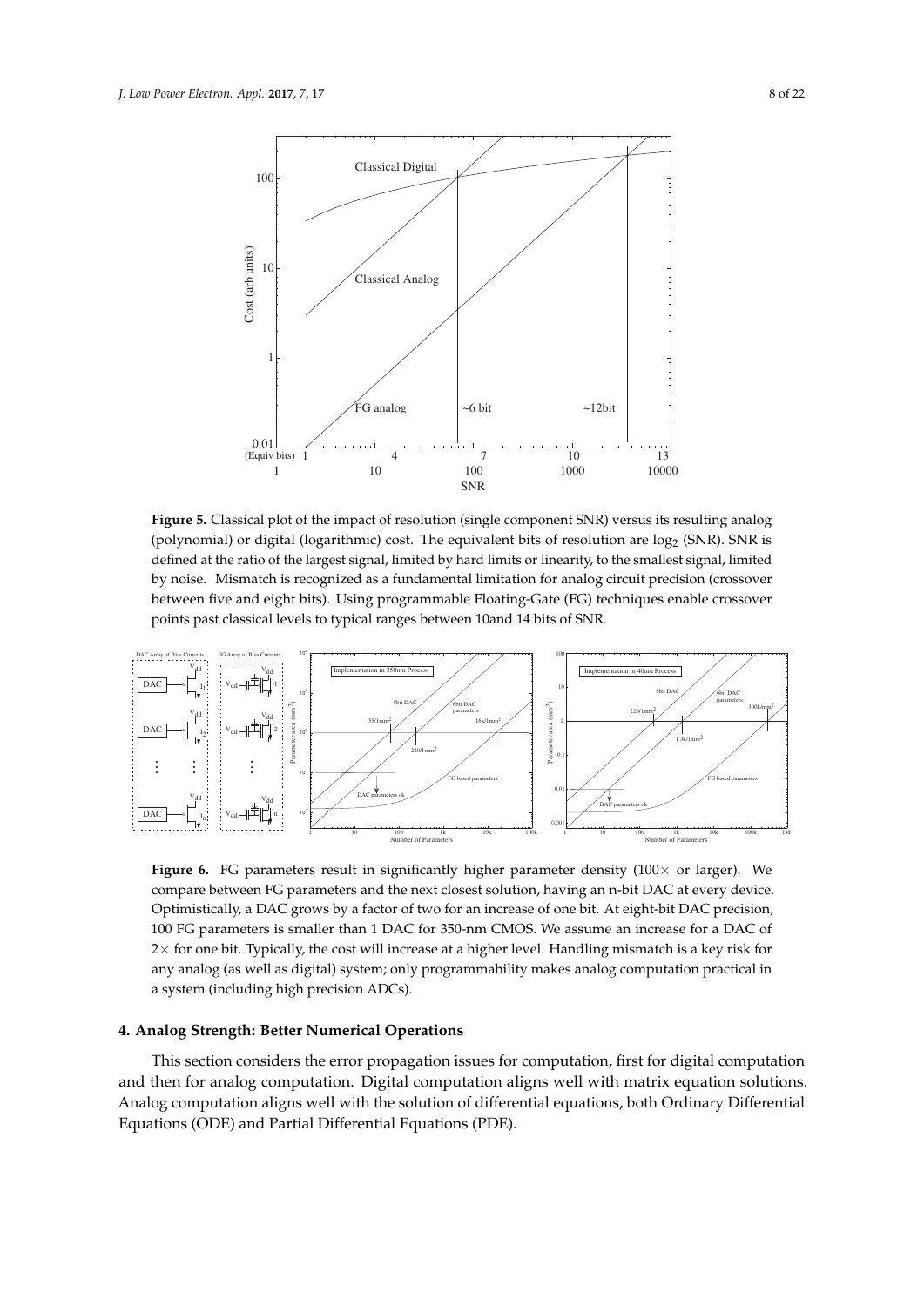**Figure 5.** Classical plot of the impact of resolution (single component SNR) versus its resulting analog (polynomial) or digital (logarithmic) cost. The equivalent bits of resolution are $\log_2$ (SNR). SNR is defined at the ratio of the largest signal, limited by hard limits or linearity, to the smallest signal, limited by noise. Mismatch is recognized as a fundamental limitation for analog circuit precision (crossover between five and eight bits). Using programmable Floating-Gate (FG) techniques enable crossover points past classical levels to typical ranges between 10and 14 bits of SNR.

**Figure 6.** FG parameters result in significantly higher parameter density (100× or larger). We compare between FG parameters and the next closest solution, having an n-bit DAC at every device. Optimistically, a DAC grows by a factor of two for an increase of one bit. At eight-bit DAC precision, 100 FG parameters is smaller than 1 DAC for 350-nm CMOS. We assume an increase for a DAC of 2× for one bit. Typically, the cost will increase at a higher level. Handling mismatch is a key risk for any analog (as well as digital) system; only programmability makes analog computation practical in a system (including high precision ADCs).

## 4. Analog Strength: Better Numerical Operations

This section considers the error propagation issues for computation, first for digital computation and then for analog computation. Digital computation aligns well with matrix equation solutions. Analog computation aligns well with the solution of differential equations, both Ordinary Differential Equations (ODE) and Partial Differential Equations (PDE).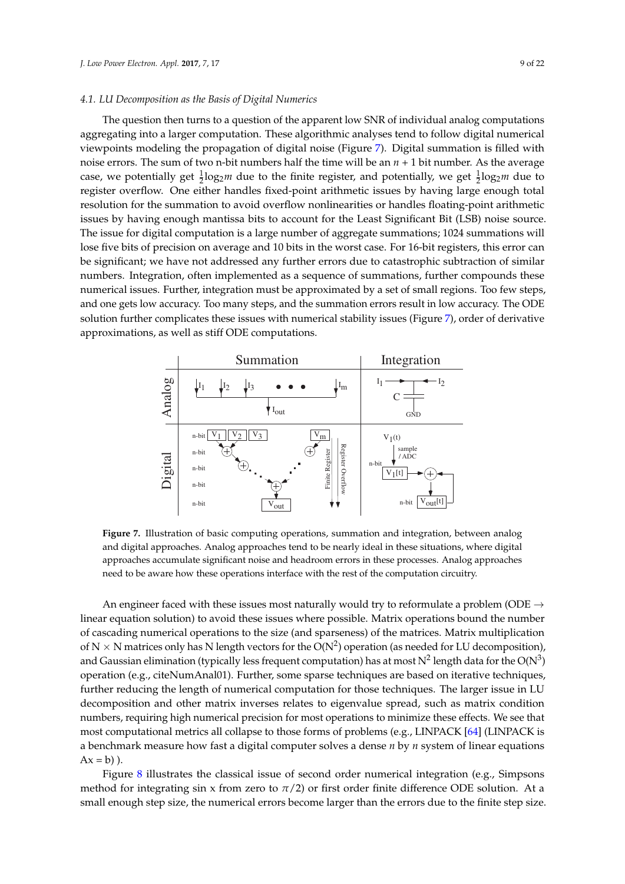### 4.1. LU Decomposition as the Basis of Digital Numerics

The question then turns to a question of the apparent low SNR of individual analog computations aggregating into a larger computation. These algorithmic analyses tend to follow digital numerical viewpoints modeling the propagation of digital noise (Figure 7). Digital summation is filled with noise errors. The sum of two n-bit numbers half the time will be an $n + 1$ bit number. As the average case, we potentially get $\frac{1}{2}\log_2 m$ due to the finite register, and potentially, we get $\frac{1}{2}\log_2 m$ due to register overflow. One either handles fixed-point arithmetic issues by having large enough total resolution for the summation to avoid overflow nonlinearities or handles floating-point arithmetic issues by having enough mantissa bits to account for the Least Significant Bit (LSB) noise source. The issue for digital computation is a large number of aggregate summations; 1024 summations will lose five bits of precision on average and 10 bits in the worst case. For 16-bit registers, this error can be significant; we have not addressed any further errors due to catastrophic subtraction of similar numbers. Integration, often implemented as a sequence of summations, further compounds these numerical issues. Further, integration must be approximated by a set of small regions. Too few steps, and one gets low accuracy. Too many steps, and the summation errors result in low accuracy. The ODE solution further complicates these issues with numerical stability issues (Figure 7), order of derivative approximations, as well as stiff ODE computations.

**Figure 7.** Illustration of basic computing operations, summation and integration, between analog and digital approaches. Analog approaches tend to be nearly ideal in these situations, where digital approaches accumulate significant noise and headroom errors in these processes. Analog approaches need to be aware how these operations interface with the rest of the computation circuitry.

An engineer faced with these issues most naturally would try to reformulate a problem (ODE $\rightarrow$ linear equation solution) to avoid these issues where possible. Matrix operations bound the number of cascading numerical operations to the size (and sparseness) of the matrices. Matrix multiplication of $N \times N$ matrices only has N length vectors for the $O(N^2)$ operation (as needed for LU decomposition), and Gaussian elimination (typically less frequent computation) has at most $N^2$ length data for the $O(N^3)$ operation (e.g., citeNumAnal01). Further, some sparse techniques are based on iterative techniques, further reducing the length of numerical computation for those techniques. The larger issue in LU decomposition and other matrix inverses relates to eigenvalue spread, such as matrix condition numbers, requiring high numerical precision for most operations to minimize these effects. We see that most computational metrics all collapse to those forms of problems (e.g., LINPACK [64] (LINPACK is a benchmark measure how fast a digital computer solves a dense $n$ by $n$ system of linear equations $Ax = b$) ).

Figure 8 illustrates the classical issue of second order numerical integration (e.g., Simpsons method for integrating sin x from zero to $\pi/2$) or first order finite difference ODE solution. At a small enough step size, the numerical errors become larger than the errors due to the finite step size.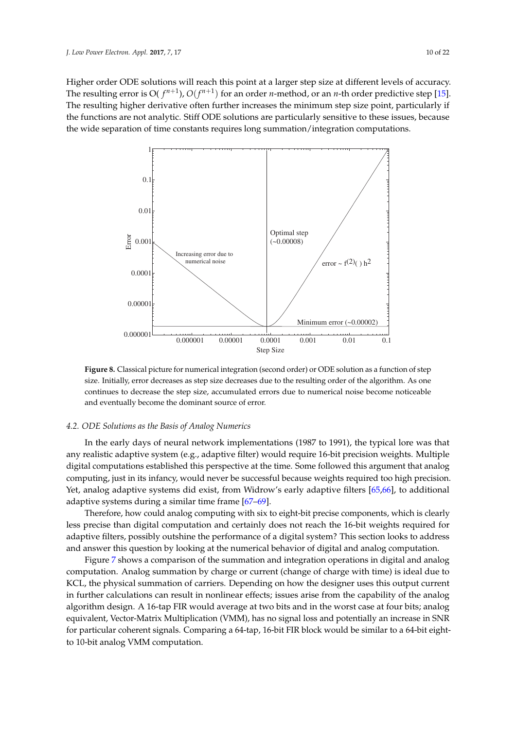Higher order ODE solutions will reach this point at a larger step size at different levels of accuracy. The resulting error is O( $f^{n+1}$), $O(f^{n+1})$ for an order $n$-method, or an $n$-th order predictive step [15]. The resulting higher derivative often further increases the minimum step size point, particularly if the functions are not analytic. Stiff ODE solutions are particularly sensitive to these issues, because the wide separation of time constants requires long summation/integration computations.

**Figure 8.** Classical picture for numerical integration (second order) or ODE solution as a function of step size. Initially, error decreases as step size decreases due to the resulting order of the algorithm. As one continues to decrease the step size, accumulated errors due to numerical noise become noticeable and eventually become the dominant source of error.

### *4.2. ODE Solutions as the Basis of Analog Numerics*

In the early days of neural network implementations (1987 to 1991), the typical lore was that any realistic adaptive system (e.g., adaptive filter) would require 16-bit precision weights. Multiple digital computations established this perspective at the time. Some followed this argument that analog computing, just in its infancy, would never be successful because weights required too high precision. Yet, analog adaptive systems did exist, from Widrow's early adaptive filters [65,66], to additional adaptive systems during a similar time frame [67–69].

Therefore, how could analog computing with six to eight-bit precise components, which is clearly less precise than digital computation and certainly does not reach the 16-bit weights required for adaptive filters, possibly outshine the performance of a digital system? This section looks to address and answer this question by looking at the numerical behavior of digital and analog computation.

Figure 7 shows a comparison of the summation and integration operations in digital and analog computation. Analog summation by charge or current (change of charge with time) is ideal due to KCL, the physical summation of carriers. Depending on how the designer uses this output current in further calculations can result in nonlinear effects; issues arise from the capability of the analog algorithm design. A 16-tap FIR would average at two bits and in the worst case at four bits; analog equivalent, Vector-Matrix Multiplication (VMM), has no signal loss and potentially an increase in SNR for particular coherent signals. Comparing a 64-tap, 16-bit FIR block would be similar to a 64-bit eight-to 10-bit analog VMM computation.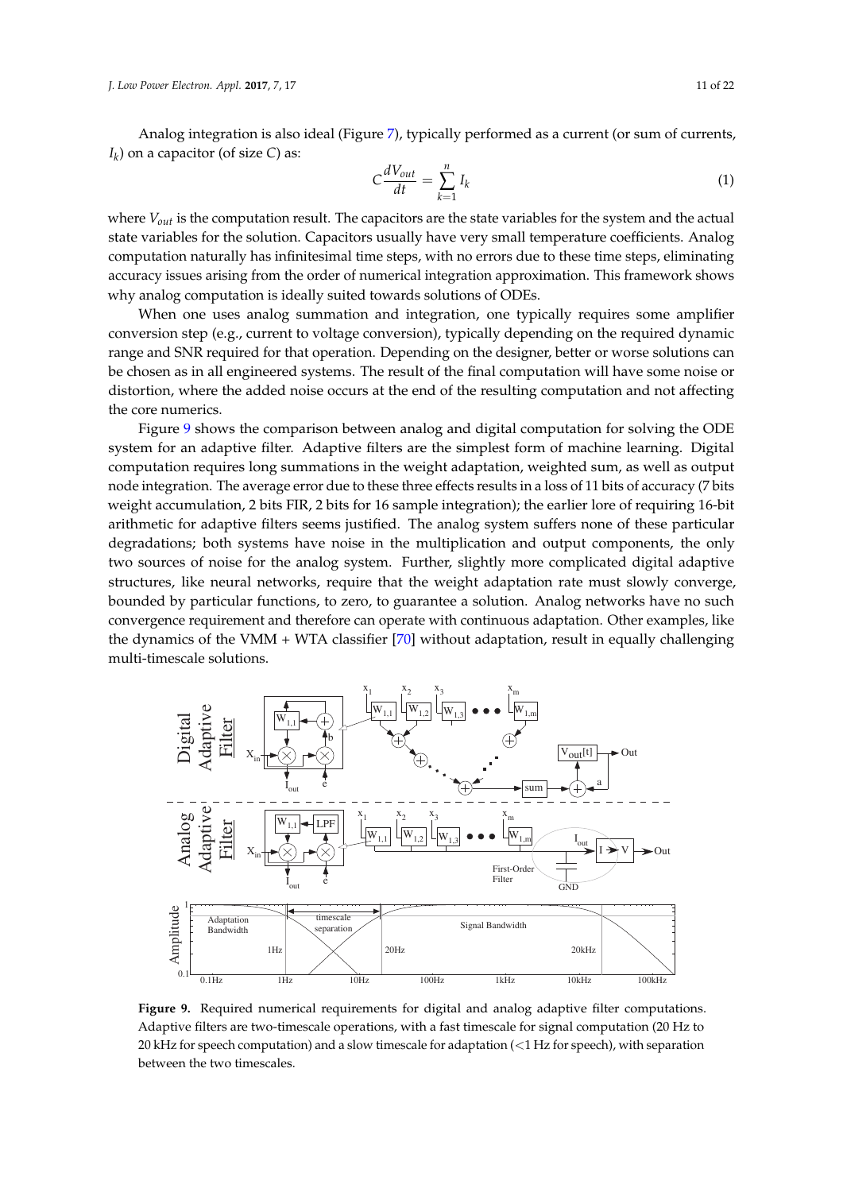Analog integration is also ideal (Figure 7), typically performed as a current (or sum of currents, $I_k$) on a capacitor (of size $C$) as:

$$C\frac{dV_{out}}{dt} = \sum_{k=1}^{n} I_k \tag{1}$$

where $V_{out}$ is the computation result. The capacitors are the state variables for the system and the actual state variables for the solution. Capacitors usually have very small temperature coefficients. Analog computation naturally has infinitesimal time steps, with no errors due to these time steps, eliminating accuracy issues arising from the order of numerical integration approximation. This framework shows why analog computation is ideally suited towards solutions of ODEs.

When one uses analog summation and integration, one typically requires some amplifier conversion step (e.g., current to voltage conversion), typically depending on the required dynamic range and SNR required for that operation. Depending on the designer, better or worse solutions can be chosen as in all engineered systems. The result of the final computation will have some noise or distortion, where the added noise occurs at the end of the resulting computation and not affecting the core numerics.

Figure 9 shows the comparison between analog and digital computation for solving the ODE system for an adaptive filter. Adaptive filters are the simplest form of machine learning. Digital computation requires long summations in the weight adaptation, weighted sum, as well as output node integration. The average error due to these three effects results in a loss of 11 bits of accuracy (7 bits weight accumulation, 2 bits FIR, 2 bits for 16 sample integration); the earlier lore of requiring 16-bit arithmetic for adaptive filters seems justified. The analog system suffers none of these particular degradations; both systems have noise in the multiplication and output components, the only two sources of noise for the analog system. Further, slightly more complicated digital adaptive structures, like neural networks, require that the weight adaptation rate must slowly converge, bounded by particular functions, to zero, to guarantee a solution. Analog networks have no such convergence requirement and therefore can operate with continuous adaptation. Other examples, like the dynamics of the VMM + WTA classifier [70] without adaptation, result in equally challenging multi-timescale solutions.

**Figure 9.** Required numerical requirements for digital and analog adaptive filter computations. Adaptive filters are two-timescale operations, with a fast timescale for signal computation (20 Hz to 20 kHz for speech computation) and a slow timescale for adaptation (<1 Hz for speech), with separation between the two timescales.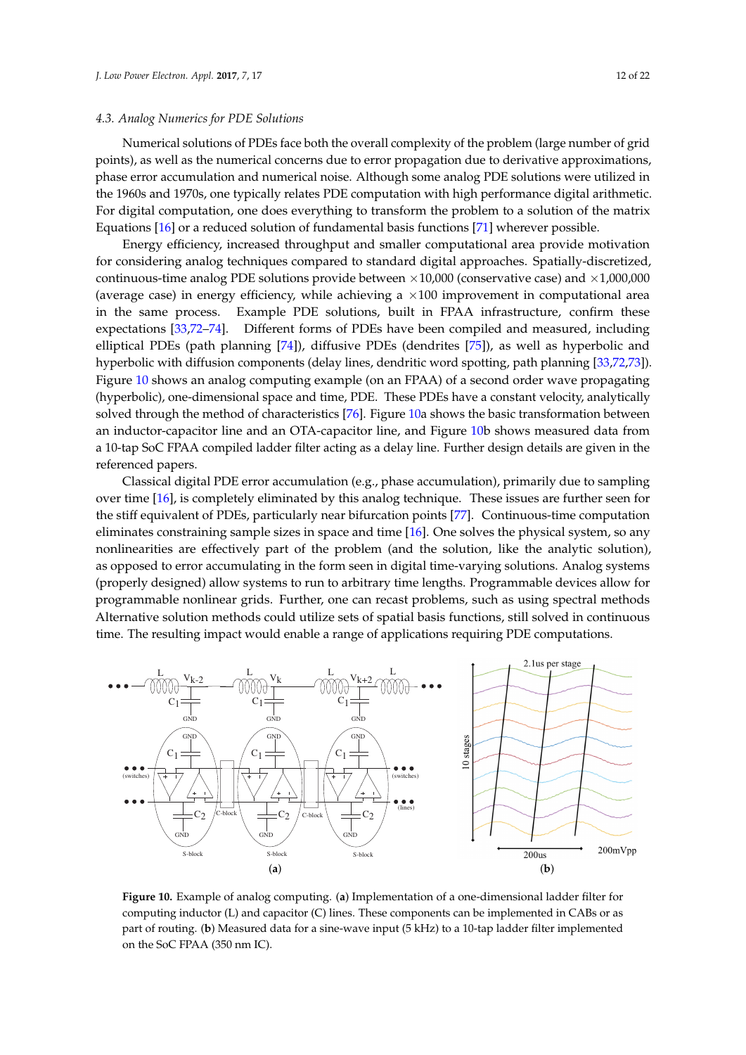### 4.3. Analog Numerics for PDE Solutions

Numerical solutions of PDEs face both the overall complexity of the problem (large number of grid points), as well as the numerical concerns due to error propagation due to derivative approximations, phase error accumulation and numerical noise. Although some analog PDE solutions were utilized in the 1960s and 1970s, one typically relates PDE computation with high performance digital arithmetic. For digital computation, one does everything to transform the problem to a solution of the matrix Equations [16] or a reduced solution of fundamental basis functions [71] wherever possible.

Energy efficiency, increased throughput and smaller computational area provide motivation for considering analog techniques compared to standard digital approaches. Spatially-discretized, continuous-time analog PDE solutions provide between $\times$10,000 (conservative case) and $\times$1,000,000 (average case) in energy efficiency, while achieving a $\times$100 improvement in computational area in the same process. Example PDE solutions, built in FPAA infrastructure, confirm these expectations [33,72–74]. Different forms of PDEs have been compiled and measured, including elliptical PDEs (path planning [74]), diffusive PDEs (dendrites [75]), as well as hyperbolic and hyperbolic with diffusion components (delay lines, dendritic word spotting, path planning [33,72,73]). Figure 10 shows an analog computing example (on an FPAA) of a second order wave propagating (hyperbolic), one-dimensional space and time, PDE. These PDEs have a constant velocity, analytically solved through the method of characteristics [76]. Figure 10a shows the basic transformation between an inductor-capacitor line and an OTA-capacitor line, and Figure 10b shows measured data from a 10-tap SoC FPAA compiled ladder filter acting as a delay line. Further design details are given in the referenced papers.

Classical digital PDE error accumulation (e.g., phase accumulation), primarily due to sampling over time [16], is completely eliminated by this analog technique. These issues are further seen for the stiff equivalent of PDEs, particularly near bifurcation points [77]. Continuous-time computation eliminates constraining sample sizes in space and time [16]. One solves the physical system, so any nonlinearities are effectively part of the problem (and the solution, like the analytic solution), as opposed to error accumulating in the form seen in digital time-varying solutions. Analog systems (properly designed) allow systems to run to arbitrary time lengths. Programmable devices allow for programmable nonlinear grids. Further, one can recast problems, such as using spectral methods Alternative solution methods could utilize sets of spatial basis functions, still solved in continuous time. The resulting impact would enable a range of applications requiring PDE computations.

**Figure 10.** Example of analog computing. (**a**) Implementation of a one-dimensional ladder filter for computing inductor (L) and capacitor (C) lines. These components can be implemented in CABs or as part of routing. (**b**) Measured data for a sine-wave input (5 kHz) to a 10-tap ladder filter implemented on the SoC FPAA (350 nm IC).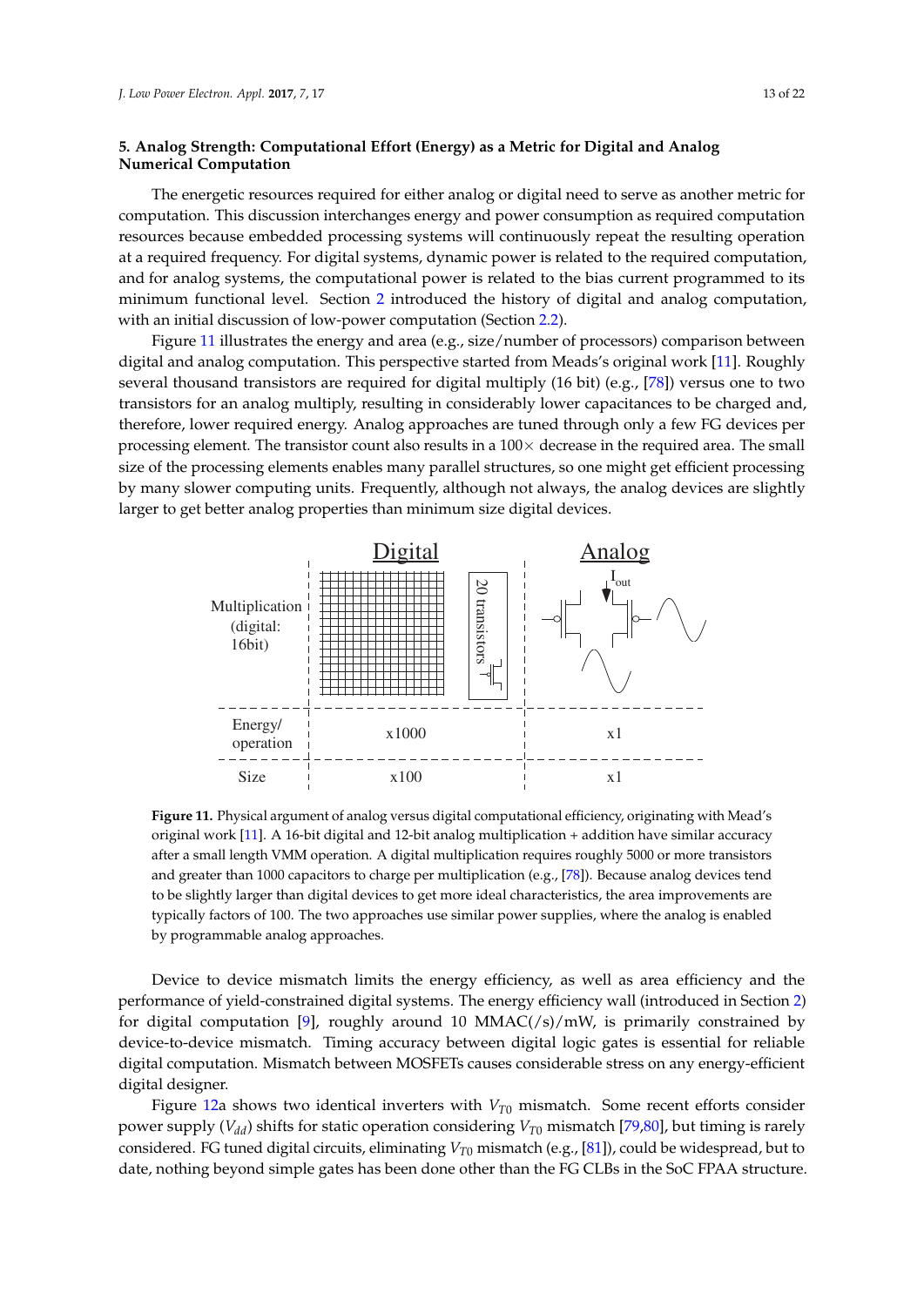## 5. Analog Strength: Computational Effort (Energy) as a Metric for Digital and Analog Numerical Computation

The energetic resources required for either analog or digital need to serve as another metric for computation. This discussion interchanges energy and power consumption as required computation resources because embedded processing systems will continuously repeat the resulting operation at a required frequency. For digital systems, dynamic power is related to the required computation, and for analog systems, the computational power is related to the bias current programmed to its minimum functional level. Section 2 introduced the history of digital and analog computation, with an initial discussion of low-power computation (Section 2.2).

Figure 11 illustrates the energy and area (e.g., size/number of processors) comparison between digital and analog computation. This perspective started from Meads's original work [11]. Roughly several thousand transistors are required for digital multiply (16 bit) (e.g., [78]) versus one to two transistors for an analog multiply, resulting in considerably lower capacitances to be charged and, therefore, lower required energy. Analog approaches are tuned through only a few FG devices per processing element. The transistor count also results in a 100× decrease in the required area. The small size of the processing elements enables many parallel structures, so one might get efficient processing by many slower computing units. Frequently, although not always, the analog devices are slightly larger to get better analog properties than minimum size digital devices.

| | Digital | Analog |
|---|---|---|
| Multiplication (digital: 16bit) | 20 transistors | $I_{out}$ |
| Energy/operation | x1000 | x1 |
| Size | x100 | x1 |

**Figure 11.** Physical argument of analog versus digital computational efficiency, originating with Mead's original work [11]. A 16-bit digital and 12-bit analog multiplication + addition have similar accuracy after a small length VMM operation. A digital multiplication requires roughly 5000 or more transistors and greater than 1000 capacitors to charge per multiplication (e.g., [78]). Because analog devices tend to be slightly larger than digital devices to get more ideal characteristics, the area improvements are typically factors of 100. The two approaches use similar power supplies, where the analog is enabled by programmable analog approaches.

Device to device mismatch limits the energy efficiency, as well as area efficiency and the performance of yield-constrained digital systems. The energy efficiency wall (introduced in Section 2) for digital computation [9], roughly around 10 MMAC(/s)/mW, is primarily constrained by device-to-device mismatch. Timing accuracy between digital logic gates is essential for reliable digital computation. Mismatch between MOSFETs causes considerable stress on any energy-efficient digital designer.

Figure 12a shows two identical inverters with $V_{T0}$ mismatch. Some recent efforts consider power supply ($V_{dd}$) shifts for static operation considering $V_{T0}$ mismatch [79,80], but timing is rarely considered. FG tuned digital circuits, eliminating $V_{T0}$ mismatch (e.g., [81]), could be widespread, but to date, nothing beyond simple gates has been done other than the FG CLBs in the SoC FPAA structure.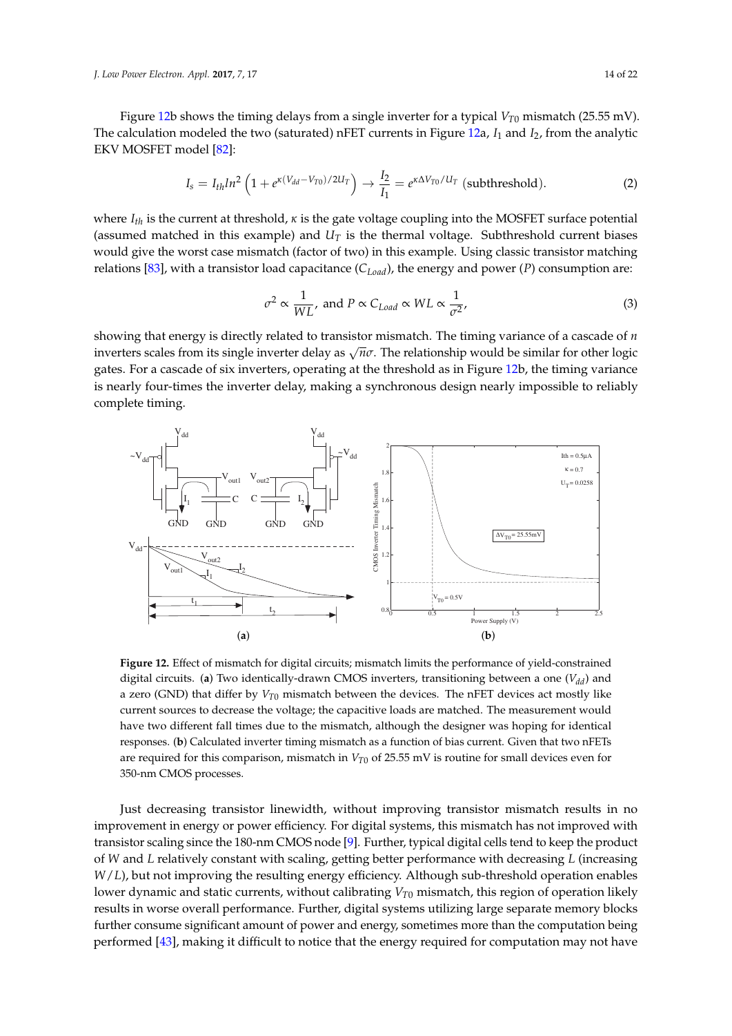Figure 12b shows the timing delays from a single inverter for a typical $V_{T0}$ mismatch (25.55 mV). The calculation modeled the two (saturated) nFET currents in Figure 12a, $I_1$ and $I_2$, from the analytic EKV MOSFET model [82]:

$$I_s = I_{th} ln^2 \left(1 + e^{\kappa(V_{dd} - V_{T0})/2U_T}\right) \rightarrow \frac{I_2}{I_1} = e^{\kappa \Delta V_{T0}/U_T} \text{ (subthreshold)}. \tag{2}$$

where $I_{th}$ is the current at threshold, $\kappa$ is the gate voltage coupling into the MOSFET surface potential (assumed matched in this example) and $U_T$ is the thermal voltage. Subthreshold current biases would give the worst case mismatch (factor of two) in this example. Using classic transistor matching relations [83], with a transistor load capacitance ($C_{Load}$), the energy and power ($P$) consumption are:

$$\sigma^2 \propto \frac{1}{WL}, \text{ and } P \propto C_{Load} \propto WL \propto \frac{1}{\sigma^2}, \tag{3}$$

showing that energy is directly related to transistor mismatch. The timing variance of a cascade of $n$ inverters scales from its single inverter delay as $\sqrt{n}\sigma$. The relationship would be similar for other logic gates. For a cascade of six inverters, operating at the threshold as in Figure 12b, the timing variance is nearly four-times the inverter delay, making a synchronous design nearly impossible to reliably complete timing.

**Figure 12.** Effect of mismatch for digital circuits; mismatch limits the performance of yield-constrained digital circuits. (**a**) Two identically-drawn CMOS inverters, transitioning between a one ($V_{dd}$) and a zero (GND) that differ by $V_{T0}$ mismatch between the devices. The nFET devices act mostly like current sources to decrease the voltage; the capacitive loads are matched. The measurement would have two different fall times due to the mismatch, although the designer was hoping for identical responses. (**b**) Calculated inverter timing mismatch as a function of bias current. Given that two nFETs are required for this comparison, mismatch in $V_{T0}$ of 25.55 mV is routine for small devices even for 350-nm CMOS processes.

Just decreasing transistor linewidth, without improving transistor mismatch results in no improvement in energy or power efficiency. For digital systems, this mismatch has not improved with transistor scaling since the 180-nm CMOS node [9]. Further, typical digital cells tend to keep the product of $W$ and $L$ relatively constant with scaling, getting better performance with decreasing $L$ (increasing $W/L$), but not improving the resulting energy efficiency. Although sub-threshold operation enables lower dynamic and static currents, without calibrating $V_{T0}$ mismatch, this region of operation likely results in worse overall performance. Further, digital systems utilizing large separate memory blocks further consume significant amount of power and energy, sometimes more than the computation being performed [43], making it difficult to notice that the energy required for computation may not have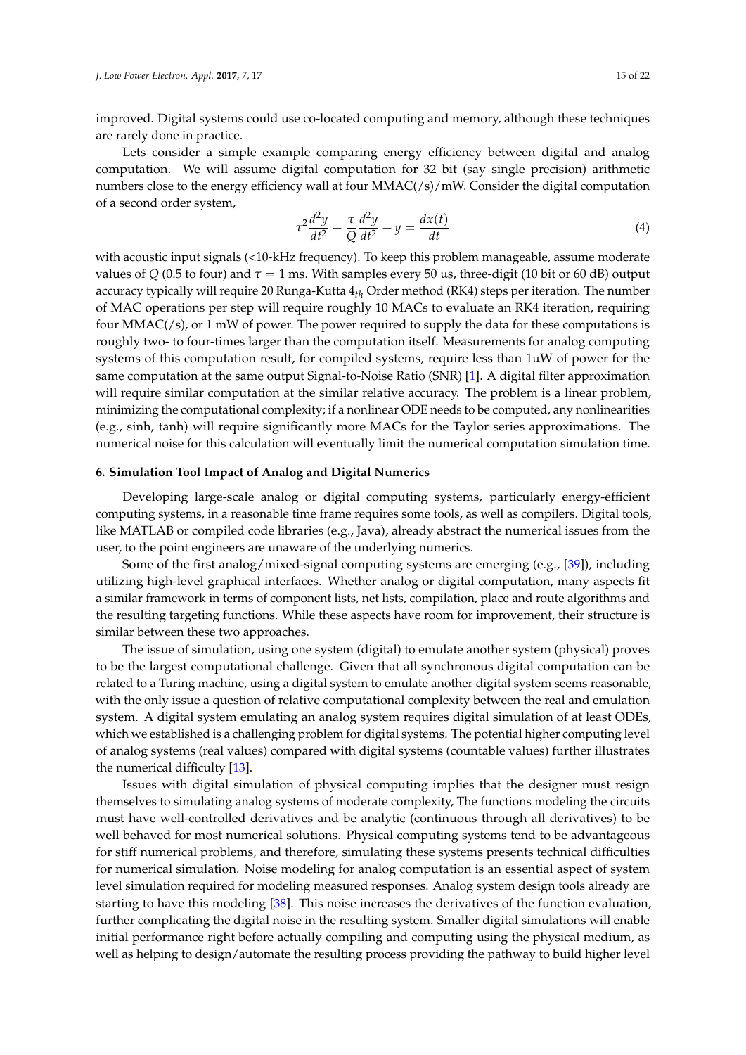improved. Digital systems could use co-located computing and memory, although these techniques are rarely done in practice.

Lets consider a simple example comparing energy efficiency between digital and analog computation. We will assume digital computation for 32 bit (say single precision) arithmetic numbers close to the energy efficiency wall at four MMAC(/s)/mW. Consider the digital computation of a second order system,

$$\tau^2 \frac{d^2y}{dt^2} + \frac{\tau}{Q}\frac{d^2y}{dt^2} + y = \frac{dx(t)}{dt} \tag{4}$$

with acoustic input signals (<10-kHz frequency). To keep this problem manageable, assume moderate values of $Q$ (0.5 to four) and $\tau = 1$ ms. With samples every 50 µs, three-digit (10 bit or 60 dB) output accuracy typically will require 20 Runga-Kutta $4_{th}$ Order method (RK4) steps per iteration. The number of MAC operations per step will require roughly 10 MACs to evaluate an RK4 iteration, requiring four MMAC(/s), or 1 mW of power. The power required to supply the data for these computations is roughly two- to four-times larger than the computation itself. Measurements for analog computing systems of this computation result, for compiled systems, require less than 1µW of power for the same computation at the same output Signal-to-Noise Ratio (SNR) [1]. A digital filter approximation will require similar computation at the similar relative accuracy. The problem is a linear problem, minimizing the computational complexity; if a nonlinear ODE needs to be computed, any nonlinearities (e.g., sinh, tanh) will require significantly more MACs for the Taylor series approximations. The numerical noise for this calculation will eventually limit the numerical computation simulation time.

#### 6. Simulation Tool Impact of Analog and Digital Numerics

Developing large-scale analog or digital computing systems, particularly energy-efficient computing systems, in a reasonable time frame requires some tools, as well as compilers. Digital tools, like MATLAB or compiled code libraries (e.g., Java), already abstract the numerical issues from the user, to the point engineers are unaware of the underlying numerics.

Some of the first analog/mixed-signal computing systems are emerging (e.g., [39]), including utilizing high-level graphical interfaces. Whether analog or digital computation, many aspects fit a similar framework in terms of component lists, net lists, compilation, place and route algorithms and the resulting targeting functions. While these aspects have room for improvement, their structure is similar between these two approaches.

The issue of simulation, using one system (digital) to emulate another system (physical) proves to be the largest computational challenge. Given that all synchronous digital computation can be related to a Turing machine, using a digital system to emulate another digital system seems reasonable, with the only issue a question of relative computational complexity between the real and emulation system. A digital system emulating an analog system requires digital simulation of at least ODEs, which we established is a challenging problem for digital systems. The potential higher computing level of analog systems (real values) compared with digital systems (countable values) further illustrates the numerical difficulty [13].

Issues with digital simulation of physical computing implies that the designer must resign themselves to simulating analog systems of moderate complexity, The functions modeling the circuits must have well-controlled derivatives and be analytic (continuous through all derivatives) to be well behaved for most numerical solutions. Physical computing systems tend to be advantageous for stiff numerical problems, and therefore, simulating these systems presents technical difficulties for numerical simulation. Noise modeling for analog computation is an essential aspect of system level simulation required for modeling measured responses. Analog system design tools already are starting to have this modeling [38]. This noise increases the derivatives of the function evaluation, further complicating the digital noise in the resulting system. Smaller digital simulations will enable initial performance right before actually compiling and computing using the physical medium, as well as helping to design/automate the resulting process providing the pathway to build higher level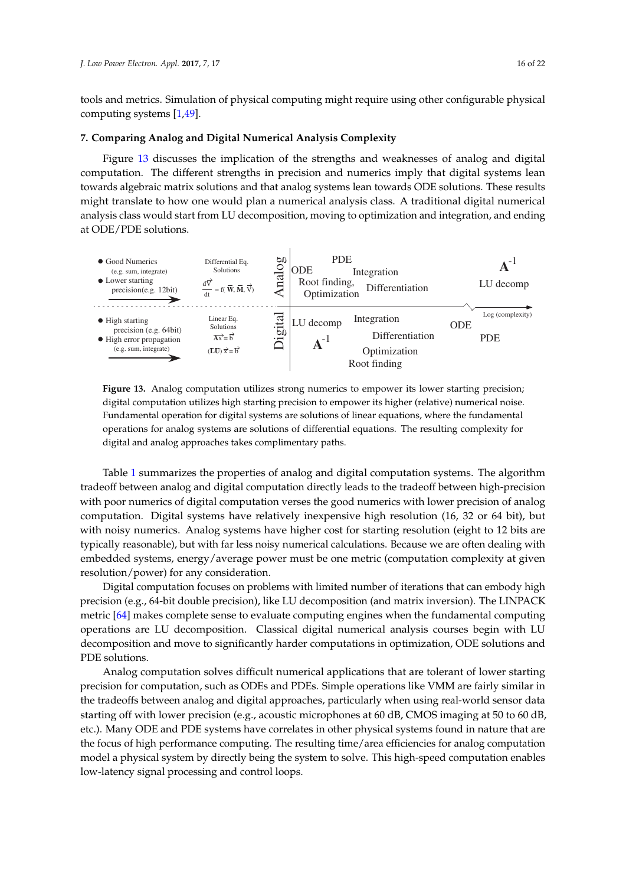tools and metrics. Simulation of physical computing might require using other configurable physical computing systems [1,49].

## 7. Comparing Analog and Digital Numerical Analysis Complexity

Figure 13 discusses the implication of the strengths and weaknesses of analog and digital computation. The different strengths in precision and numerics imply that digital systems lean towards algebraic matrix solutions and that analog systems lean towards ODE solutions. These results might translate to how one would plan a numerical analysis class. A traditional digital numerical analysis class would start from LU decomposition, moving to optimization and integration, and ending at ODE/PDE solutions.

**Figure 13.** Analog computation utilizes strong numerics to empower its lower starting precision; digital computation utilizes high starting precision to empower its higher (relative) numerical noise. Fundamental operation for digital systems are solutions of linear equations, where the fundamental operations for analog systems are solutions of differential equations. The resulting complexity for digital and analog approaches takes complimentary paths.

Table 1 summarizes the properties of analog and digital computation systems. The algorithm tradeoff between analog and digital computation directly leads to the tradeoff between high-precision with poor numerics of digital computation verses the good numerics with lower precision of analog computation. Digital systems have relatively inexpensive high resolution (16, 32 or 64 bit), but with noisy numerics. Analog systems have higher cost for starting resolution (eight to 12 bits are typically reasonable), but with far less noisy numerical calculations. Because we are often dealing with embedded systems, energy/average power must be one metric (computation complexity at given resolution/power) for any consideration.

Digital computation focuses on problems with limited number of iterations that can embody high precision (e.g., 64-bit double precision), like LU decomposition (and matrix inversion). The LINPACK metric [64] makes complete sense to evaluate computing engines when the fundamental computing operations are LU decomposition. Classical digital numerical analysis courses begin with LU decomposition and move to significantly harder computations in optimization, ODE solutions and PDE solutions.

Analog computation solves difficult numerical applications that are tolerant of lower starting precision for computation, such as ODEs and PDEs. Simple operations like VMM are fairly similar in the tradeoffs between analog and digital approaches, particularly when using real-world sensor data starting off with lower precision (e.g., acoustic microphones at 60 dB, CMOS imaging at 50 to 60 dB, etc.). Many ODE and PDE systems have correlates in other physical systems found in nature that are the focus of high performance computing. The resulting time/area efficiencies for analog computation model a physical system by directly being the system to solve. This high-speed computation enables low-latency signal processing and control loops.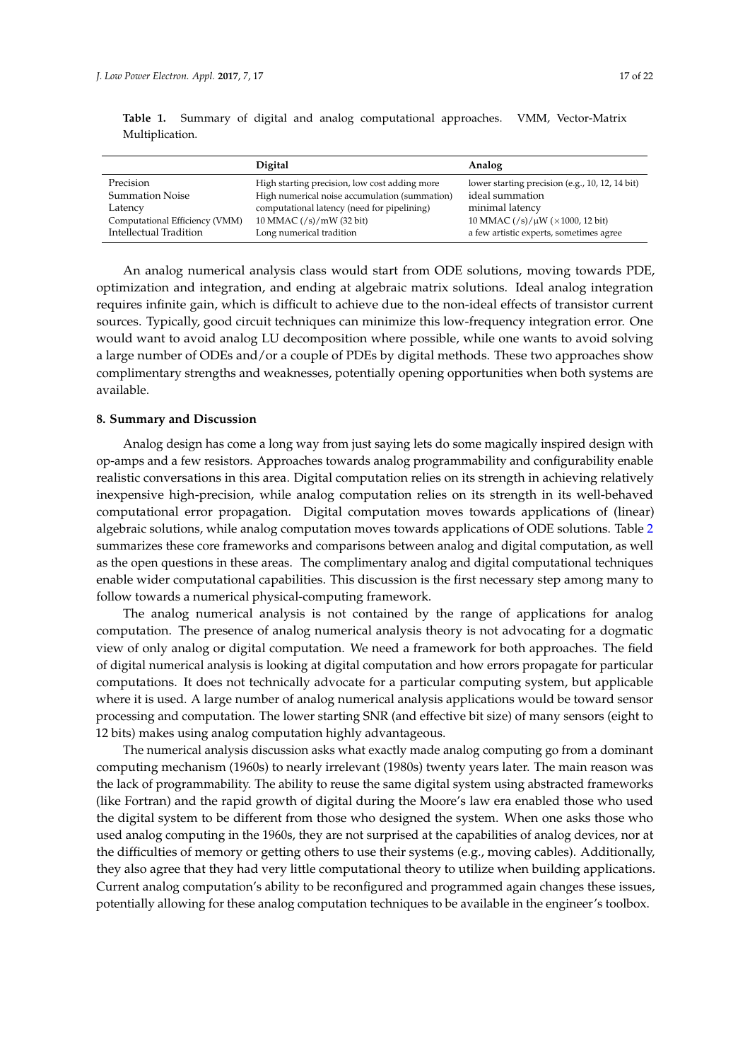**Table 1.** Summary of digital and analog computational approaches. VMM, Vector-Matrix Multiplication.

| | Digital | Analog |
|---|---|---|
| Precision | High starting precision, low cost adding more | lower starting precision (e.g., 10, 12, 14 bit) |
| Summation Noise | High numerical noise accumulation (summation) | ideal summation |
| Latency | computational latency (need for pipelining) | minimal latency |
| Computational Efficiency (VMM) | 10 MMAC (/s)/mW (32 bit) | 10 MMAC (/s)/μW (×1000, 12 bit) |
| Intellectual Tradition | Long numerical tradition | a few artistic experts, sometimes agree |

An analog numerical analysis class would start from ODE solutions, moving towards PDE, optimization and integration, and ending at algebraic matrix solutions. Ideal analog integration requires infinite gain, which is difficult to achieve due to the non-ideal effects of transistor current sources. Typically, good circuit techniques can minimize this low-frequency integration error. One would want to avoid analog LU decomposition where possible, while one wants to avoid solving a large number of ODEs and/or a couple of PDEs by digital methods. These two approaches show complimentary strengths and weaknesses, potentially opening opportunities when both systems are available.

## 8. Summary and Discussion

Analog design has come a long way from just saying lets do some magically inspired design with op-amps and a few resistors. Approaches towards analog programmability and configurability enable realistic conversations in this area. Digital computation relies on its strength in achieving relatively inexpensive high-precision, while analog computation relies on its strength in its well-behaved computational error propagation. Digital computation moves towards applications of (linear) algebraic solutions, while analog computation moves towards applications of ODE solutions. Table 2 summarizes these core frameworks and comparisons between analog and digital computation, as well as the open questions in these areas. The complimentary analog and digital computational techniques enable wider computational capabilities. This discussion is the first necessary step among many to follow towards a numerical physical-computing framework.

The analog numerical analysis is not contained by the range of applications for analog computation. The presence of analog numerical analysis theory is not advocating for a dogmatic view of only analog or digital computation. We need a framework for both approaches. The field of digital numerical analysis is looking at digital computation and how errors propagate for particular computations. It does not technically advocate for a particular computing system, but applicable where it is used. A large number of analog numerical analysis applications would be toward sensor processing and computation. The lower starting SNR (and effective bit size) of many sensors (eight to 12 bits) makes using analog computation highly advantageous.

The numerical analysis discussion asks what exactly made analog computing go from a dominant computing mechanism (1960s) to nearly irrelevant (1980s) twenty years later. The main reason was the lack of programmability. The ability to reuse the same digital system using abstracted frameworks (like Fortran) and the rapid growth of digital during the Moore's law era enabled those who used the digital system to be different from those who designed the system. When one asks those who used analog computing in the 1960s, they are not surprised at the capabilities of analog devices, nor at the difficulties of memory or getting others to use their systems (e.g., moving cables). Additionally, they also agree that they had very little computational theory to utilize when building applications. Current analog computation's ability to be reconfigured and programmed again changes these issues, potentially allowing for these analog computation techniques to be available in the engineer's toolbox.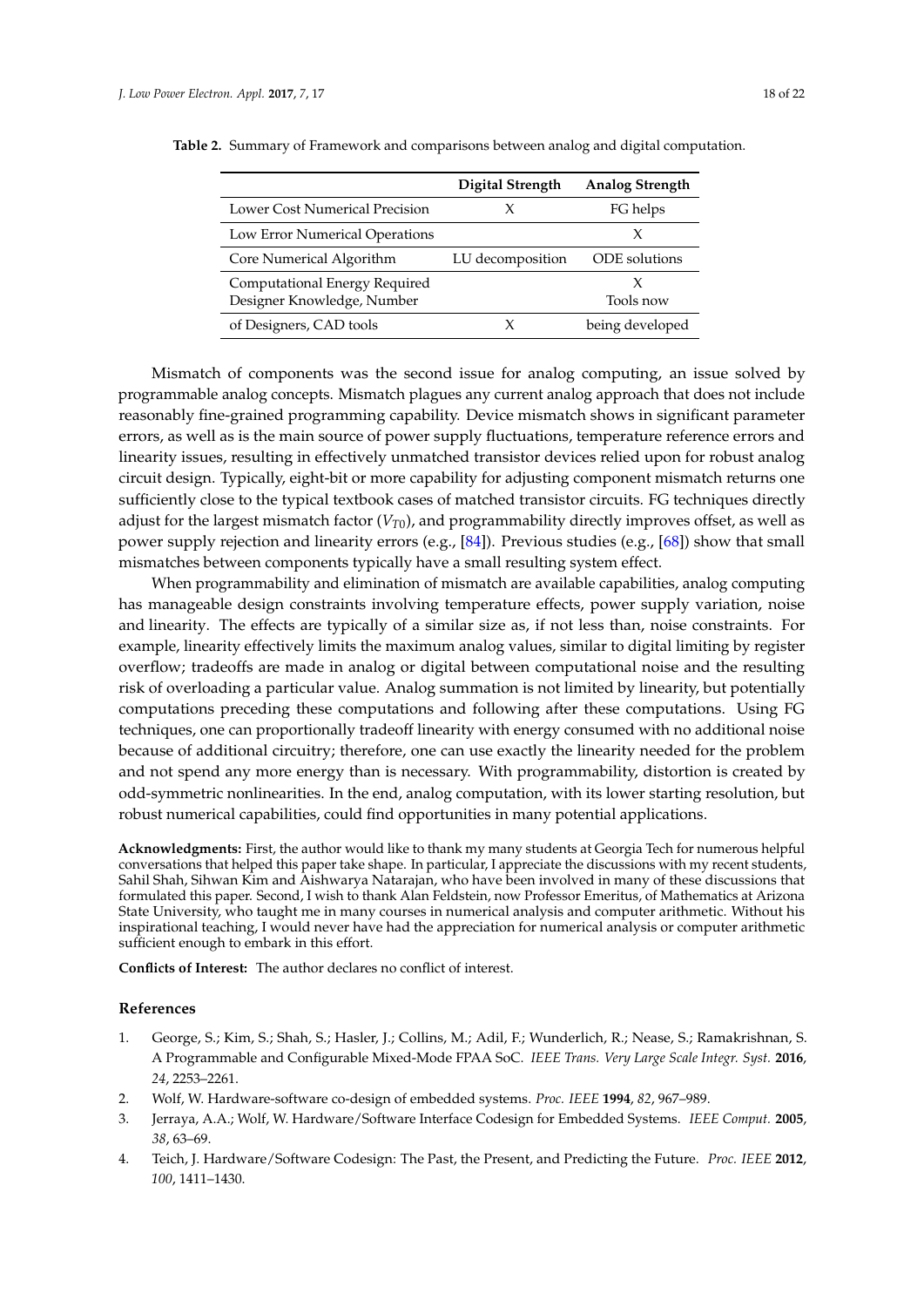**Table 2.** Summary of Framework and comparisons between analog and digital computation.

| | Digital Strength | Analog Strength |
|---|---|---|
| Lower Cost Numerical Precision | X | FG helps |
| Low Error Numerical Operations | | X |
| Core Numerical Algorithm | LU decomposition | ODE solutions |
| Computational Energy Required | | X |
| Designer Knowledge, Number of Designers, CAD tools | X | Tools now being developed |

Mismatch of components was the second issue for analog computing, an issue solved by programmable analog concepts. Mismatch plagues any current analog approach that does not include reasonably fine-grained programming capability. Device mismatch shows in significant parameter errors, as well as is the main source of power supply fluctuations, temperature reference errors and linearity issues, resulting in effectively unmatched transistor devices relied upon for robust analog circuit design. Typically, eight-bit or more capability for adjusting component mismatch returns one sufficiently close to the typical textbook cases of matched transistor circuits. FG techniques directly adjust for the largest mismatch factor ($V_{T0}$), and programmability directly improves offset, as well as power supply rejection and linearity errors (e.g., [84]). Previous studies (e.g., [68]) show that small mismatches between components typically have a small resulting system effect.

When programmability and elimination of mismatch are available capabilities, analog computing has manageable design constraints involving temperature effects, power supply variation, noise and linearity. The effects are typically of a similar size as, if not less than, noise constraints. For example, linearity effectively limits the maximum analog values, similar to digital limiting by register overflow; tradeoffs are made in analog or digital between computational noise and the resulting risk of overloading a particular value. Analog summation is not limited by linearity, but potentially computations preceding these computations and following after these computations. Using FG techniques, one can proportionally tradeoff linearity with energy consumed with no additional noise because of additional circuitry; therefore, one can use exactly the linearity needed for the problem and not spend any more energy than is necessary. With programmability, distortion is created by odd-symmetric nonlinearities. In the end, analog computation, with its lower starting resolution, but robust numerical capabilities, could find opportunities in many potential applications.

**Acknowledgments:** First, the author would like to thank my many students at Georgia Tech for numerous helpful conversations that helped this paper take shape. In particular, I appreciate the discussions with my recent students, Sahil Shah, Sihwan Kim and Aishwarya Natarajan, who have been involved in many of these discussions that formulated this paper. Second, I wish to thank Alan Feldstein, now Professor Emeritus, of Mathematics at Arizona State University, who taught me in many courses in numerical analysis and computer arithmetic. Without his inspirational teaching, I would never have had the appreciation for numerical analysis or computer arithmetic sufficient enough to embark in this effort.

**Conflicts of Interest:** The author declares no conflict of interest.

## References

1. George, S.; Kim, S.; Shah, S.; Hasler, J.; Collins, M.; Adil, F.; Wunderlich, R.; Nease, S.; Ramakrishnan, S. A Programmable and Configurable Mixed-Mode FPAA SoC. *IEEE Trans. Very Large Scale Integr. Syst.* **2016**, *24*, 2253–2261.
2. Wolf, W. Hardware-software co-design of embedded systems. *Proc. IEEE* **1994**, *82*, 967–989.
3. Jerraya, A.A.; Wolf, W. Hardware/Software Interface Codesign for Embedded Systems. *IEEE Comput.* **2005**, *38*, 63–69.
4. Teich, J. Hardware/Software Codesign: The Past, the Present, and Predicting the Future. *Proc. IEEE* **2012**, *100*, 1411–1430.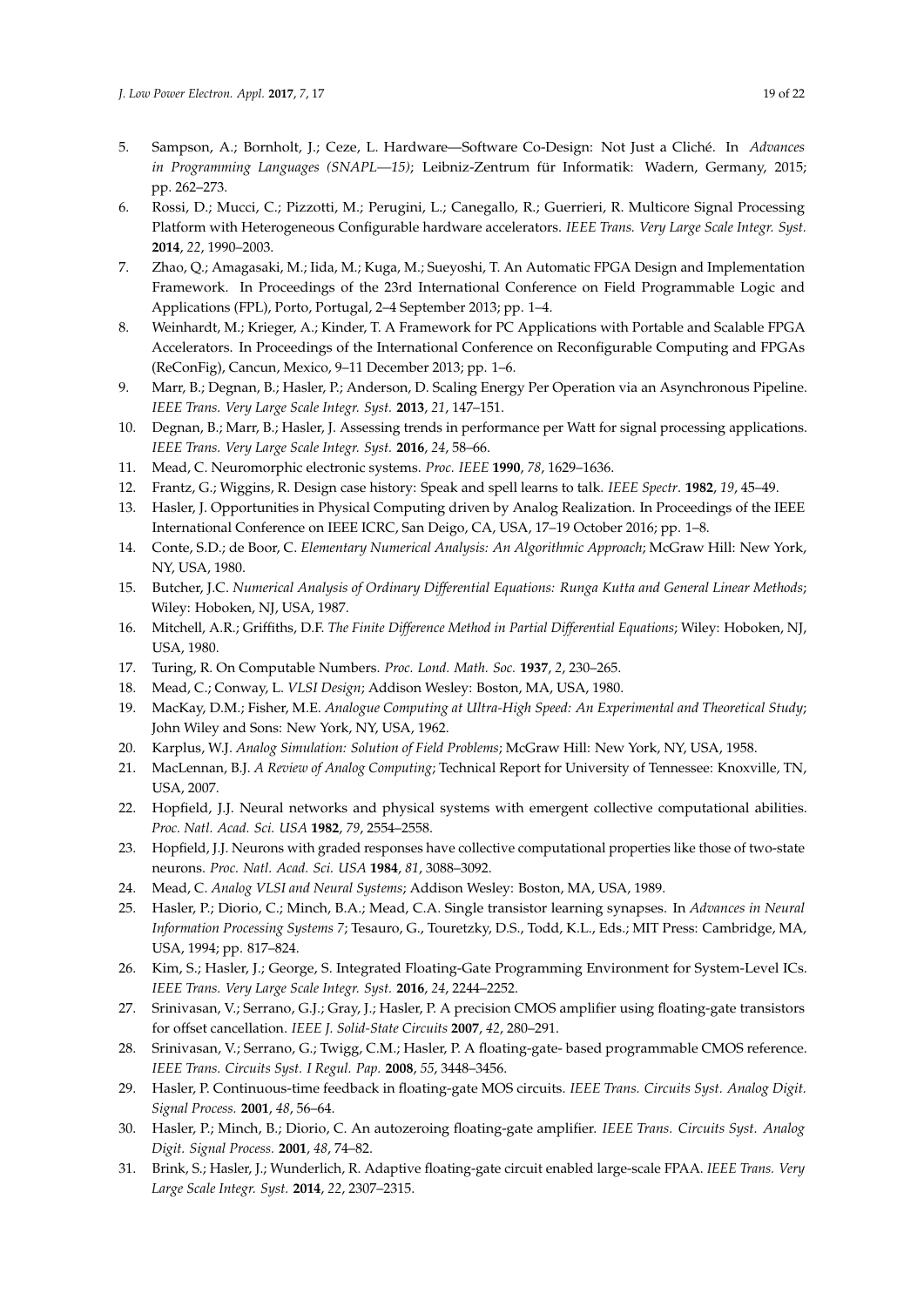5. Sampson, A.; Bornholt, J.; Ceze, L. Hardware—Software Co-Design: Not Just a Cliché. In *Advances in Programming Languages (SNAPL—15)*; Leibniz-Zentrum für Informatik: Wadern, Germany, 2015; pp. 262–273.
6. Rossi, D.; Mucci, C.; Pizzotti, M.; Perugini, L.; Canegallo, R.; Guerrieri, R. Multicore Signal Processing Platform with Heterogeneous Configurable hardware accelerators. *IEEE Trans. Very Large Scale Integr. Syst.* **2014**, *22*, 1990–2003.
7. Zhao, Q.; Amagasaki, M.; Iida, M.; Kuga, M.; Sueyoshi, T. An Automatic FPGA Design and Implementation Framework. In Proceedings of the 23rd International Conference on Field Programmable Logic and Applications (FPL), Porto, Portugal, 2–4 September 2013; pp. 1–4.
8. Weinhardt, M.; Krieger, A.; Kinder, T. A Framework for PC Applications with Portable and Scalable FPGA Accelerators. In Proceedings of the International Conference on Reconfigurable Computing and FPGAs (ReConFig), Cancun, Mexico, 9–11 December 2013; pp. 1–6.
9. Marr, B.; Degnan, B.; Hasler, P.; Anderson, D. Scaling Energy Per Operation via an Asynchronous Pipeline. *IEEE Trans. Very Large Scale Integr. Syst.* **2013**, *21*, 147–151.
10. Degnan, B.; Marr, B.; Hasler, J. Assessing trends in performance per Watt for signal processing applications. *IEEE Trans. Very Large Scale Integr. Syst.* **2016**, *24*, 58–66.
11. Mead, C. Neuromorphic electronic systems. *Proc. IEEE* **1990**, *78*, 1629–1636.
12. Frantz, G.; Wiggins, R. Design case history: Speak and spell learns to talk. *IEEE Spectr*. **1982**, *19*, 45–49.
13. Hasler, J. Opportunities in Physical Computing driven by Analog Realization. In Proceedings of the IEEE International Conference on IEEE ICRC, San Deigo, CA, USA, 17–19 October 2016; pp. 1–8.
14. Conte, S.D.; de Boor, C. *Elementary Numerical Analysis: An Algorithmic Approach*; McGraw Hill: New York, NY, USA, 1980.
15. Butcher, J.C. *Numerical Analysis of Ordinary Differential Equations: Runga Kutta and General Linear Methods*; Wiley: Hoboken, NJ, USA, 1987.
16. Mitchell, A.R.; Griffiths, D.F. *The Finite Difference Method in Partial Differential Equations*; Wiley: Hoboken, NJ, USA, 1980.
17. Turing, R. On Computable Numbers. *Proc. Lond. Math. Soc.* **1937**, *2*, 230–265.
18. Mead, C.; Conway, L. *VLSI Design*; Addison Wesley: Boston, MA, USA, 1980.
19. MacKay, D.M.; Fisher, M.E. *Analogue Computing at Ultra-High Speed: An Experimental and Theoretical Study*; John Wiley and Sons: New York, NY, USA, 1962.
20. Karplus, W.J. *Analog Simulation: Solution of Field Problems*; McGraw Hill: New York, NY, USA, 1958.
21. MacLennan, B.J. *A Review of Analog Computing*; Technical Report for University of Tennessee: Knoxville, TN, USA, 2007.
22. Hopfield, J.J. Neural networks and physical systems with emergent collective computational abilities. *Proc. Natl. Acad. Sci. USA* **1982**, *79*, 2554–2558.
23. Hopfield, J.J. Neurons with graded responses have collective computational properties like those of two-state neurons. *Proc. Natl. Acad. Sci. USA* **1984**, *81*, 3088–3092.
24. Mead, C. *Analog VLSI and Neural Systems*; Addison Wesley: Boston, MA, USA, 1989.
25. Hasler, P.; Diorio, C.; Minch, B.A.; Mead, C.A. Single transistor learning synapses. In *Advances in Neural Information Processing Systems 7*; Tesauro, G., Touretzky, D.S., Todd, K.L., Eds.; MIT Press: Cambridge, MA, USA, 1994; pp. 817–824.
26. Kim, S.; Hasler, J.; George, S. Integrated Floating-Gate Programming Environment for System-Level ICs. *IEEE Trans. Very Large Scale Integr. Syst.* **2016**, *24*, 2244–2252.
27. Srinivasan, V.; Serrano, G.J.; Gray, J.; Hasler, P. A precision CMOS amplifier using floating-gate transistors for offset cancellation. *IEEE J. Solid-State Circuits* **2007**, *42*, 280–291.
28. Srinivasan, V.; Serrano, G.; Twigg, C.M.; Hasler, P. A floating-gate- based programmable CMOS reference. *IEEE Trans. Circuits Syst. I Regul. Pap.* **2008**, *55*, 3448–3456.
29. Hasler, P. Continuous-time feedback in floating-gate MOS circuits. *IEEE Trans. Circuits Syst. Analog Digit. Signal Process.* **2001**, *48*, 56–64.
30. Hasler, P.; Minch, B.; Diorio, C. An autozeroing floating-gate amplifier. *IEEE Trans. Circuits Syst. Analog Digit. Signal Process.* **2001**, *48*, 74–82.
31. Brink, S.; Hasler, J.; Wunderlich, R. Adaptive floating-gate circuit enabled large-scale FPAA. *IEEE Trans. Very Large Scale Integr. Syst.* **2014**, *22*, 2307–2315.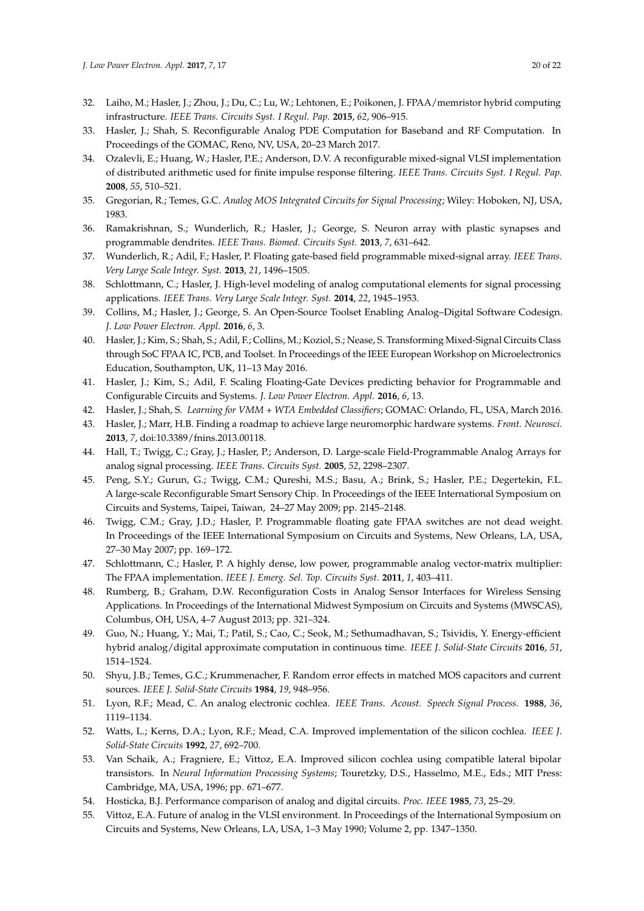32. Laiho, M.; Hasler, J.; Zhou, J.; Du, C.; Lu, W.; Lehtonen, E.; Poikonen, J. FPAA/memristor hybrid computing infrastructure. *IEEE Trans. Circuits Syst. I Regul. Pap.* **2015**, *62*, 906–915.
33. Hasler, J.; Shah, S. Reconfigurable Analog PDE Computation for Baseband and RF Computation. In Proceedings of the GOMAC, Reno, NV, USA, 20–23 March 2017.
34. Ozalevli, E.; Huang, W.; Hasler, P.E.; Anderson, D.V. A reconfigurable mixed-signal VLSI implementation of distributed arithmetic used for finite impulse response filtering. *IEEE Trans. Circuits Syst. I Regul. Pap.* **2008**, *55*, 510–521.
35. Gregorian, R.; Temes, G.C. *Analog MOS Integrated Circuits for Signal Processing*; Wiley: Hoboken, NJ, USA, 1983.
36. Ramakrishnan, S.; Wunderlich, R.; Hasler, J.; George, S. Neuron array with plastic synapses and programmable dendrites. *IEEE Trans. Biomed. Circuits Syst.* **2013**, *7*, 631–642.
37. Wunderlich, R.; Adil, F.; Hasler, P. Floating gate-based field programmable mixed-signal array. *IEEE Trans. Very Large Scale Integr. Syst.* **2013**, *21*, 1496–1505.
38. Schlottmann, C.; Hasler, J. High-level modeling of analog computational elements for signal processing applications. *IEEE Trans. Very Large Scale Integr. Syst.* **2014**, *22*, 1945–1953.
39. Collins, M.; Hasler, J.; George, S. An Open-Source Toolset Enabling Analog–Digital Software Codesign. *J. Low Power Electron. Appl.* **2016**, *6*, 3.
40. Hasler, J.; Kim, S.; Shah, S.; Adil, F.; Collins, M.; Koziol, S.; Nease, S. Transforming Mixed-Signal Circuits Class through SoC FPAA IC, PCB, and Toolset. In Proceedings of the IEEE European Workshop on Microelectronics Education, Southampton, UK, 11–13 May 2016.
41. Hasler, J.; Kim, S.; Adil, F. Scaling Floating-Gate Devices predicting behavior for Programmable and Configurable Circuits and Systems. *J. Low Power Electron. Appl.* **2016**, *6*, 13.
42. Hasler, J.; Shah, S. *Learning for VMM + WTA Embedded Classifiers*; GOMAC: Orlando, FL, USA, March 2016.
43. Hasler, J.; Marr, H.B. Finding a roadmap to achieve large neuromorphic hardware systems. *Front. Neurosci.* **2013**, *7*, doi:10.3389/fnins.2013.00118.
44. Hall, T.; Twigg, C.; Gray, J.; Hasler, P.; Anderson, D. Large-scale Field-Programmable Analog Arrays for analog signal processing. *IEEE Trans. Circuits Syst.* **2005**, *52*, 2298–2307.
45. Peng, S.Y.; Gurun, G.; Twigg, C.M.; Qureshi, M.S.; Basu, A.; Brink, S.; Hasler, P.E.; Degertekin, F.L. A large-scale Reconfigurable Smart Sensory Chip. In Proceedings of the IEEE International Symposium on Circuits and Systems, Taipei, Taiwan, 24–27 May 2009; pp. 2145–2148.
46. Twigg, C.M.; Gray, J.D.; Hasler, P. Programmable floating gate FPAA switches are not dead weight. In Proceedings of the IEEE International Symposium on Circuits and Systems, New Orleans, LA, USA, 27–30 May 2007; pp. 169–172.
47. Schlottmann, C.; Hasler, P. A highly dense, low power, programmable analog vector-matrix multiplier: The FPAA implementation. *IEEE J. Emerg. Sel. Top. Circuits Syst.* **2011**, *1*, 403–411.
48. Rumberg, B.; Graham, D.W. Reconfiguration Costs in Analog Sensor Interfaces for Wireless Sensing Applications. In Proceedings of the International Midwest Symposium on Circuits and Systems (MWSCAS), Columbus, OH, USA, 4–7 August 2013; pp. 321–324.
49. Guo, N.; Huang, Y.; Mai, T.; Patil, S.; Cao, C.; Seok, M.; Sethumadhavan, S.; Tsividis, Y. Energy-efficient hybrid analog/digital approximate computation in continuous time. *IEEE J. Solid-State Circuits* **2016**, *51*, 1514–1524.
50. Shyu, J.B.; Temes, G.C.; Krummenacher, F. Random error effects in matched MOS capacitors and current sources. *IEEE J. Solid-State Circuits* **1984**, *19*, 948–956.
51. Lyon, R.F.; Mead, C. An analog electronic cochlea. *IEEE Trans. Acoust. Speech Signal Process.* **1988**, *36*, 1119–1134.
52. Watts, L.; Kerns, D.A.; Lyon, R.F.; Mead, C.A. Improved implementation of the silicon cochlea. *IEEE J. Solid-State Circuits* **1992**, *27*, 692–700.
53. Van Schaik, A.; Fragniere, E.; Vittoz, E.A. Improved silicon cochlea using compatible lateral bipolar transistors. In *Neural Information Processing Systems*; Touretzky, D.S., Hasselmo, M.E., Eds.; MIT Press: Cambridge, MA, USA, 1996; pp. 671–677.
54. Hosticka, B.J. Performance comparison of analog and digital circuits. *Proc. IEEE* **1985**, *73*, 25–29.
55. Vittoz, E.A. Future of analog in the VLSI environment. In Proceedings of the International Symposium on Circuits and Systems, New Orleans, LA, USA, 1–3 May 1990; Volume 2, pp. 1347–1350.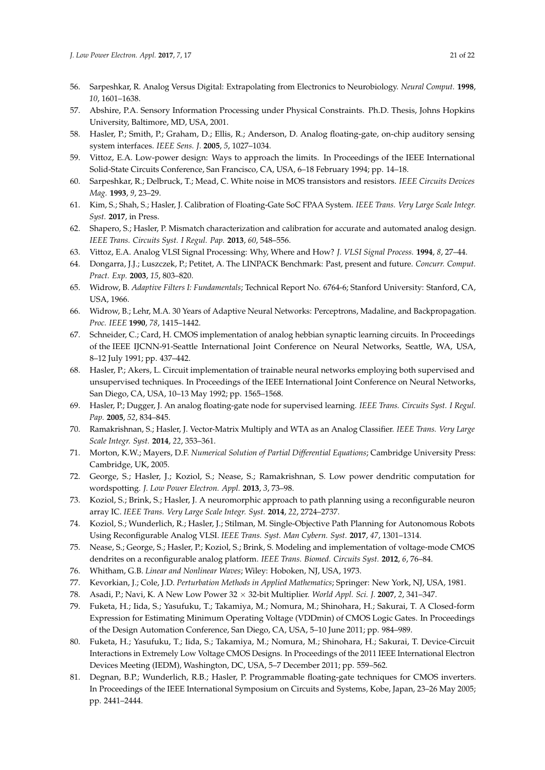56. Sarpeshkar, R. Analog Versus Digital: Extrapolating from Electronics to Neurobiology. *Neural Comput.* **1998**, *10*, 1601–1638.
57. Abshire, P.A. Sensory Information Processing under Physical Constraints. Ph.D. Thesis, Johns Hopkins University, Baltimore, MD, USA, 2001.
58. Hasler, P.; Smith, P.; Graham, D.; Ellis, R.; Anderson, D. Analog floating-gate, on-chip auditory sensing system interfaces. *IEEE Sens. J.* **2005**, *5*, 1027–1034.
59. Vittoz, E.A. Low-power design: Ways to approach the limits. In Proceedings of the IEEE International Solid-State Circuits Conference, San Francisco, CA, USA, 6–18 February 1994; pp. 14–18.
60. Sarpeshkar, R.; Delbruck, T.; Mead, C. White noise in MOS transistors and resistors. *IEEE Circuits Devices Mag.* **1993**, *9*, 23–29.
61. Kim, S.; Shah, S.; Hasler, J. Calibration of Floating-Gate SoC FPAA System. *IEEE Trans. Very Large Scale Integr. Syst.* **2017**, in Press.
62. Shapero, S.; Hasler, P. Mismatch characterization and calibration for accurate and automated analog design. *IEEE Trans. Circuits Syst. I Regul. Pap.* **2013**, *60*, 548–556.
63. Vittoz, E.A. Analog VLSI Signal Processing: Why, Where and How? *J. VLSI Signal Process.* **1994**, *8*, 27–44.
64. Dongarra, J.J.; Luszczek, P.; Petitet, A. The LINPACK Benchmark: Past, present and future. *Concurr. Comput. Pract. Exp.* **2003**, *15*, 803–820.
65. Widrow, B. *Adaptive Filters I: Fundamentals*; Technical Report No. 6764-6; Stanford University: Stanford, CA, USA, 1966.
66. Widrow, B.; Lehr, M.A. 30 Years of Adaptive Neural Networks: Perceptrons, Madaline, and Backpropagation. *Proc. IEEE* **1990**, *78*, 1415–1442.
67. Schneider, C.; Card, H. CMOS implementation of analog hebbian synaptic learning circuits. In Proceedings of the IEEE IJCNN-91-Seattle International Joint Conference on Neural Networks, Seattle, WA, USA, 8–12 July 1991; pp. 437–442.
68. Hasler, P.; Akers, L. Circuit implementation of trainable neural networks employing both supervised and unsupervised techniques. In Proceedings of the IEEE International Joint Conference on Neural Networks, San Diego, CA, USA, 10–13 May 1992; pp. 1565–1568.
69. Hasler, P.; Dugger, J. An analog floating-gate node for supervised learning. *IEEE Trans. Circuits Syst. I Regul. Pap.* **2005**, *52*, 834–845.
70. Ramakrishnan, S.; Hasler, J. Vector-Matrix Multiply and WTA as an Analog Classifier. *IEEE Trans. Very Large Scale Integr. Syst.* **2014**, *22*, 353–361.
71. Morton, K.W.; Mayers, D.F. *Numerical Solution of Partial Differential Equations*; Cambridge University Press: Cambridge, UK, 2005.
72. George, S.; Hasler, J.; Koziol, S.; Nease, S.; Ramakrishnan, S. Low power dendritic computation for wordspotting. *J. Low Power Electron. Appl.* **2013**, *3*, 73–98.
73. Koziol, S.; Brink, S.; Hasler, J. A neuromorphic approach to path planning using a reconfigurable neuron array IC. *IEEE Trans. Very Large Scale Integr. Syst.* **2014**, *22*, 2724–2737.
74. Koziol, S.; Wunderlich, R.; Hasler, J.; Stilman, M. Single-Objective Path Planning for Autonomous Robots Using Reconfigurable Analog VLSI. *IEEE Trans. Syst. Man Cybern. Syst.* **2017**, *47*, 1301–1314.
75. Nease, S.; George, S.; Hasler, P.; Koziol, S.; Brink, S. Modeling and implementation of voltage-mode CMOS dendrites on a reconfigurable analog platform. *IEEE Trans. Biomed. Circuits Syst.* **2012**, *6*, 76–84.
76. Whitham, G.B. *Linear and Nonlinear Waves*; Wiley: Hoboken, NJ, USA, 1973.
77. Kevorkian, J.; Cole, J.D. *Perturbation Methods in Applied Mathematics*; Springer: New York, NJ, USA, 1981.
78. Asadi, P.; Navi, K. A New Low Power 32 $\times$ 32-bit Multiplier. *World Appl. Sci. J.* **2007**, *2*, 341–347.
79. Fuketa, H.; Iida, S.; Yasufuku, T.; Takamiya, M.; Nomura, M.; Shinohara, H.; Sakurai, T. A Closed-form Expression for Estimating Minimum Operating Voltage (VDDmin) of CMOS Logic Gates. In Proceedings of the Design Automation Conference, San Diego, CA, USA, 5–10 June 2011; pp. 984–989.
80. Fuketa, H.; Yasufuku, T.; Iida, S.; Takamiya, M.; Nomura, M.; Shinohara, H.; Sakurai, T. Device-Circuit Interactions in Extremely Low Voltage CMOS Designs. In Proceedings of the 2011 IEEE International Electron Devices Meeting (IEDM), Washington, DC, USA, 5–7 December 2011; pp. 559–562.
81. Degnan, B.P.; Wunderlich, R.B.; Hasler, P. Programmable floating-gate techniques for CMOS inverters. In Proceedings of the IEEE International Symposium on Circuits and Systems, Kobe, Japan, 23–26 May 2005; pp. 2441–2444.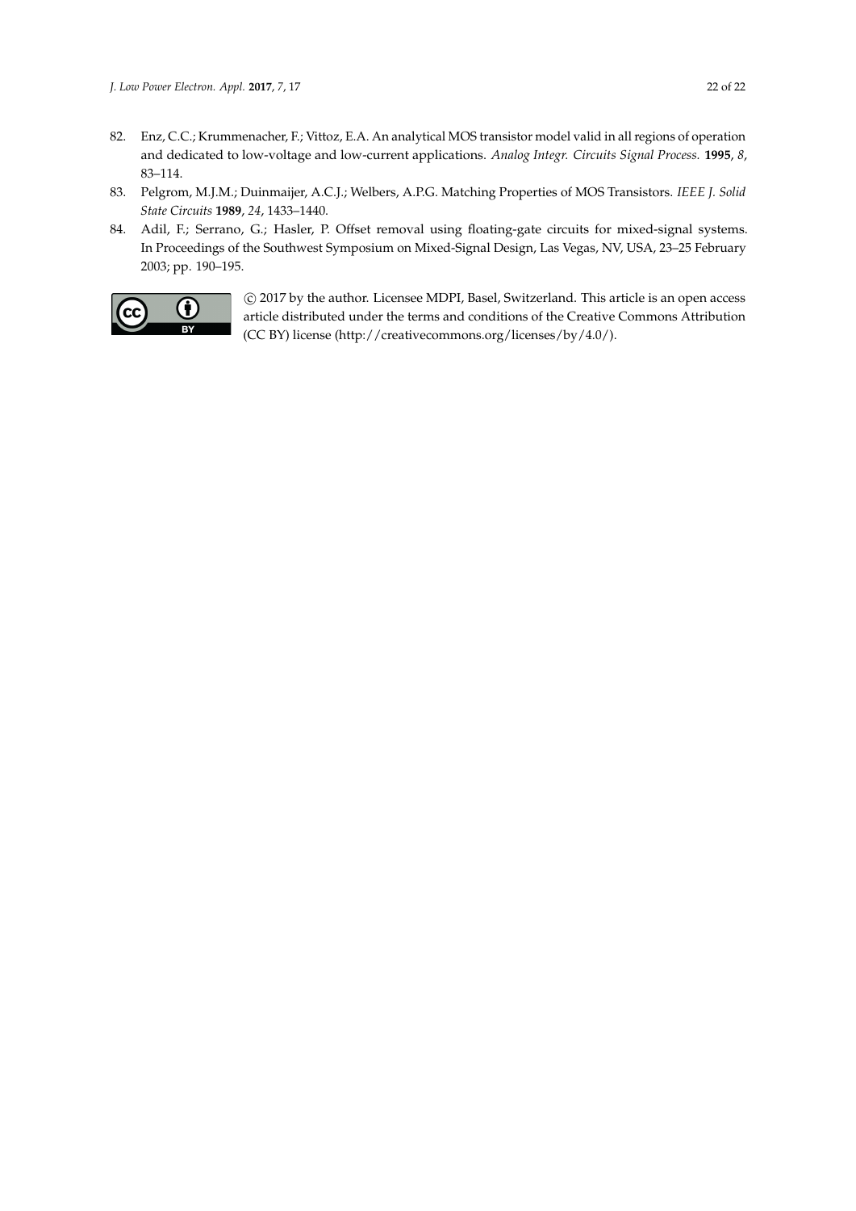82. Enz, C.C.; Krummenacher, F.; Vittoz, E.A. An analytical MOS transistor model valid in all regions of operation and dedicated to low-voltage and low-current applications. *Analog Integr. Circuits Signal Process.* **1995**, *8*, 83–114.
83. Pelgrom, M.J.M.; Duinmaijer, A.C.J.; Welbers, A.P.G. Matching Properties of MOS Transistors. *IEEE J. Solid State Circuits* **1989**, *24*, 1433–1440.
84. Adil, F.; Serrano, G.; Hasler, P. Offset removal using floating-gate circuits for mixed-signal systems. In Proceedings of the Southwest Symposium on Mixed-Signal Design, Las Vegas, NV, USA, 23–25 February 2003; pp. 190–195.

© 2017 by the author. Licensee MDPI, Basel, Switzerland. This article is an open access article distributed under the terms and conditions of the Creative Commons Attribution (CC BY) license (http://creativecommons.org/licenses/by/4.0/).